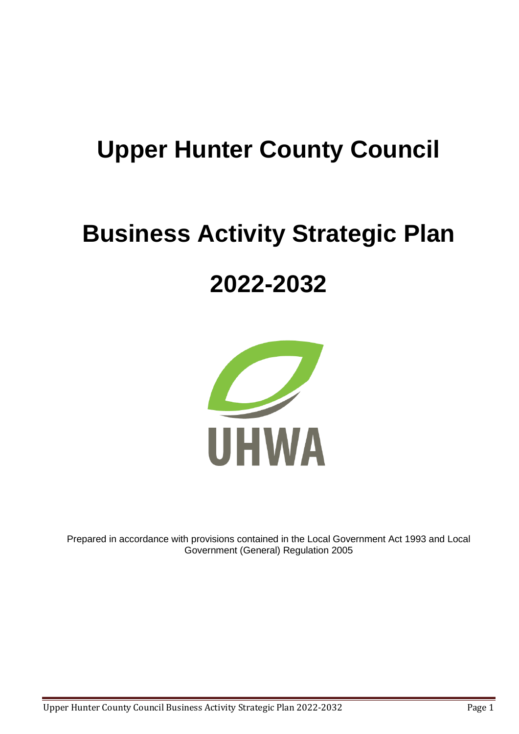# Upper Hunter County Council

# Business Activity Strategic Plan

# 2022-2032

UHWA

Prepared in accordance with provisions contained in the Local Government Act 1993 and Local Government (General) Regulation 2005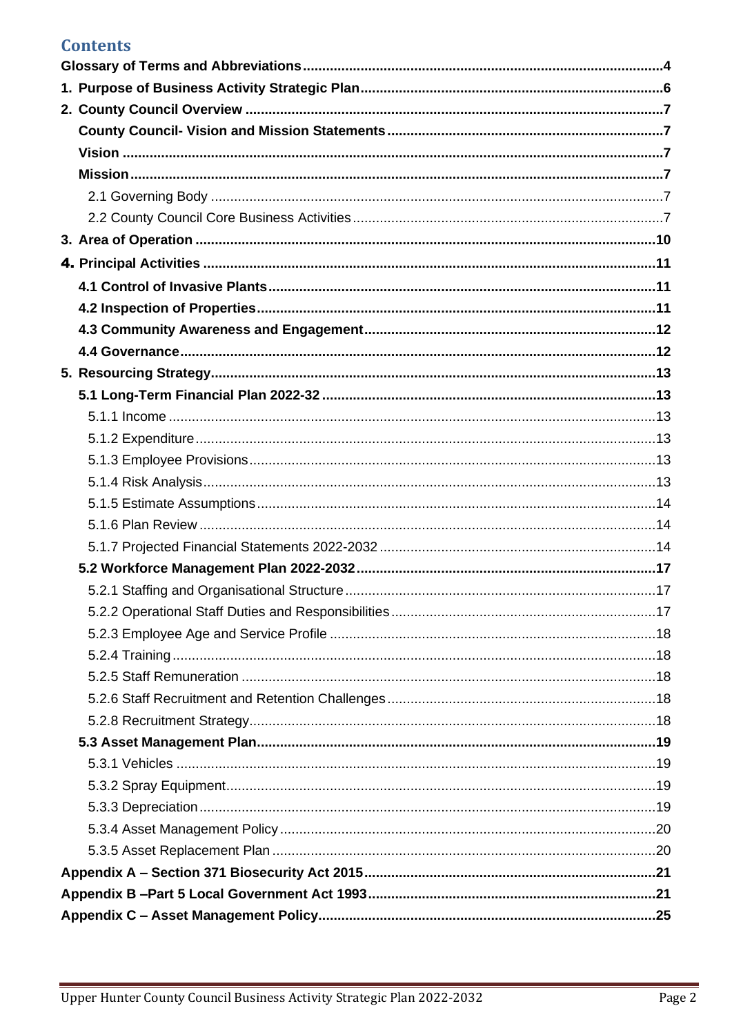## Contents

**Glossary of Terms and Abbreviations** ........ 4

**1. Purpose of Business Activity Strategic Plan** ........ 6

**2. County Council Overview** ........ 7

- **County Council- Vision and Mission Statements** ........ 7
- **Vision** ........ 7
- **Mission** ........ 7
  - 2.1 Governing Body ........ 7
  - 2.2 County Council Core Business Activities ........ 7

**3. Area of Operation** ........ 10

**4. Principal Activities** ........ 11

- **4.1 Control of Invasive Plants** ........ 11
- **4.2 Inspection of Properties** ........ 11
- **4.3 Community Awareness and Engagement** ........ 12
- **4.4 Governance** ........ 12

**5. Resourcing Strategy** ........ 13

- **5.1 Long-Term Financial Plan 2022-32** ........ 13
  - 5.1.1 Income ........ 13
  - 5.1.2 Expenditure ........ 13
  - 5.1.3 Employee Provisions ........ 13
  - 5.1.4 Risk Analysis ........ 13
  - 5.1.5 Estimate Assumptions ........ 14
  - 5.1.6 Plan Review ........ 14
  - 5.1.7 Projected Financial Statements 2022-2032 ........ 14
- **5.2 Workforce Management Plan 2022-2032** ........ 17
  - 5.2.1 Staffing and Organisational Structure ........ 17
  - 5.2.2 Operational Staff Duties and Responsibilities ........ 17
  - 5.2.3 Employee Age and Service Profile ........ 18
  - 5.2.4 Training ........ 18
  - 5.2.5 Staff Remuneration ........ 18
  - 5.2.6 Staff Recruitment and Retention Challenges ........ 18
  - 5.2.8 Recruitment Strategy ........ 18
- **5.3 Asset Management Plan** ........ 19
  - 5.3.1 Vehicles ........ 19
  - 5.3.2 Spray Equipment ........ 19
  - 5.3.3 Depreciation ........ 19
  - 5.3.4 Asset Management Policy ........ 20
  - 5.3.5 Asset Replacement Plan ........ 20

**Appendix A – Section 371 Biosecurity Act 2015** ........ 21

**Appendix B –Part 5 Local Government Act 1993** ........ 21

**Appendix C – Asset Management Policy** ........ 25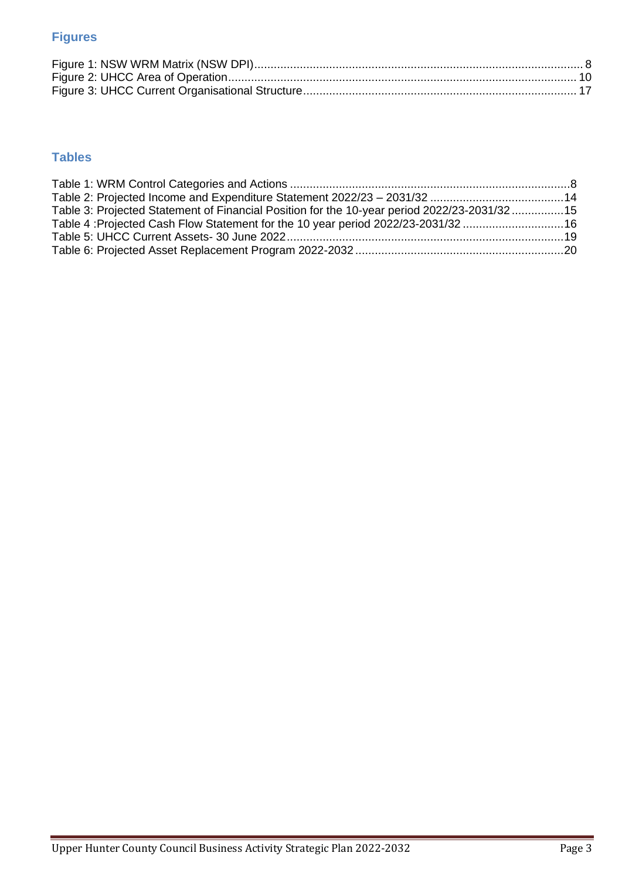## Figures

Figure 1: NSW WRM Matrix (NSW DPI) ..... 8
Figure 2: UHCC Area of Operation ..... 10
Figure 3: UHCC Current Organisational Structure ..... 17

## Tables

Table 1: WRM Control Categories and Actions ..... 8
Table 2: Projected Income and Expenditure Statement 2022/23 – 2031/32 ..... 14
Table 3: Projected Statement of Financial Position for the 10-year period 2022/23-2031/32 ..... 15
Table 4 :Projected Cash Flow Statement for the 10 year period 2022/23-2031/32 ..... 16
Table 5: UHCC Current Assets- 30 June 2022 ..... 19
Table 6: Projected Asset Replacement Program 2022-2032 ..... 20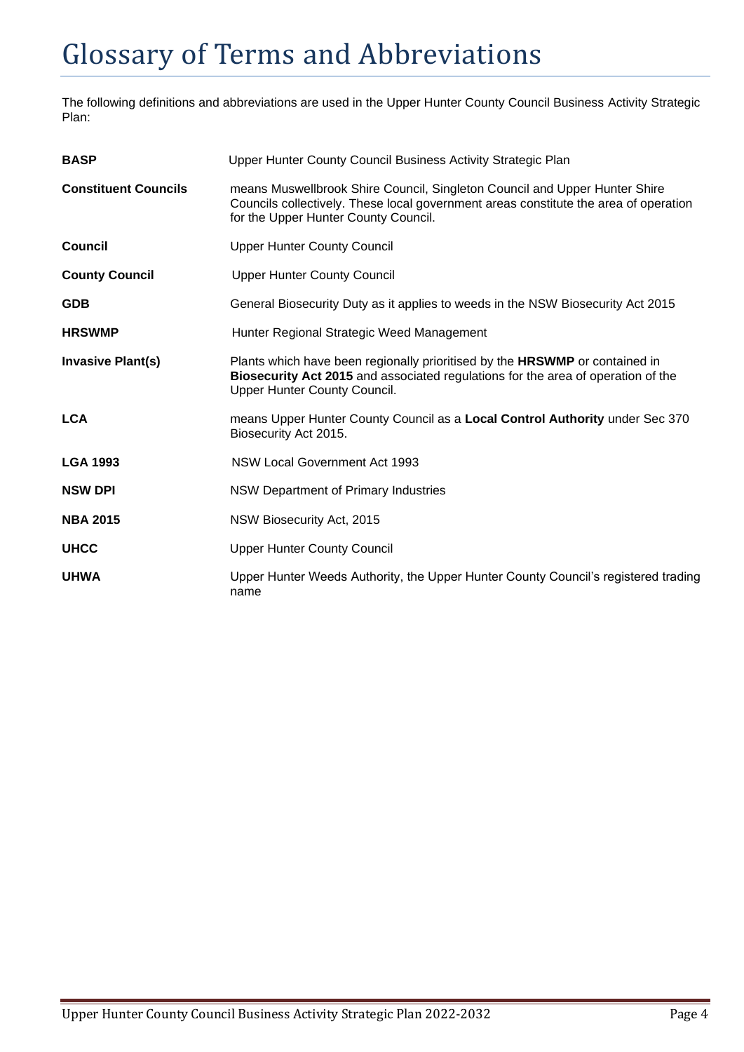# Glossary of Terms and Abbreviations

The following definitions and abbreviations are used in the Upper Hunter County Council Business Activity Strategic Plan:

| | |
|---|---|
| **BASP** | Upper Hunter County Council Business Activity Strategic Plan |
| **Constituent Councils** | means Muswellbrook Shire Council, Singleton Council and Upper Hunter Shire Councils collectively. These local government areas constitute the area of operation for the Upper Hunter County Council. |
| **Council** | Upper Hunter County Council |
| **County Council** | Upper Hunter County Council |
| **GDB** | General Biosecurity Duty as it applies to weeds in the NSW Biosecurity Act 2015 |
| **HRSWMP** | Hunter Regional Strategic Weed Management |
| **Invasive Plant(s)** | Plants which have been regionally prioritised by the **HRSWMP** or contained in **Biosecurity Act 2015** and associated regulations for the area of operation of the Upper Hunter County Council. |
| **LCA** | means Upper Hunter County Council as a **Local Control Authority** under Sec 370 Biosecurity Act 2015. |
| **LGA 1993** | NSW Local Government Act 1993 |
| **NSW DPI** | NSW Department of Primary Industries |
| **NBA 2015** | NSW Biosecurity Act, 2015 |
| **UHCC** | Upper Hunter County Council |
| **UHWA** | Upper Hunter Weeds Authority, the Upper Hunter County Council's registered trading name |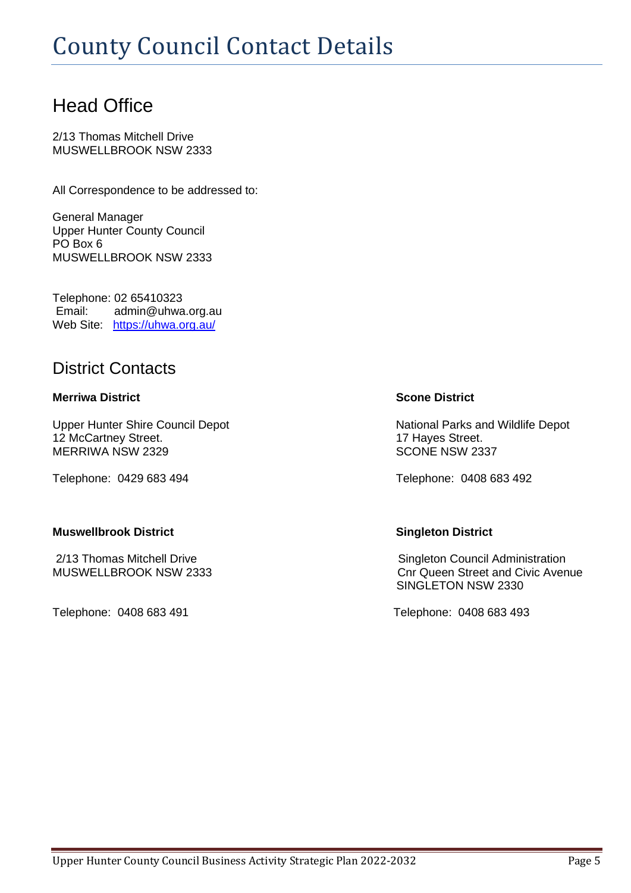# County Council Contact Details

## Head Office

2/13 Thomas Mitchell Drive
MUSWELLBROOK NSW 2333

All Correspondence to be addressed to:

General Manager
Upper Hunter County Council
PO Box 6
MUSWELLBROOK NSW 2333

Telephone: 02 65410323
Email: admin@uhwa.org.au
Web Site: [https://uhwa.org.au/](https://uhwa.org.au/)

## District Contacts

**Merriwa District**

Upper Hunter Shire Council Depot
12 McCartney Street.
MERRIWA NSW 2329

Telephone: 0429 683 494

**Scone District**

National Parks and Wildlife Depot
17 Hayes Street.
SCONE NSW 2337

Telephone: 0408 683 492

**Muswellbrook District**

2/13 Thomas Mitchell Drive
MUSWELLBROOK NSW 2333

Telephone: 0408 683 491

**Singleton District**

Singleton Council Administration
Cnr Queen Street and Civic Avenue
SINGLETON NSW 2330

Telephone: 0408 683 493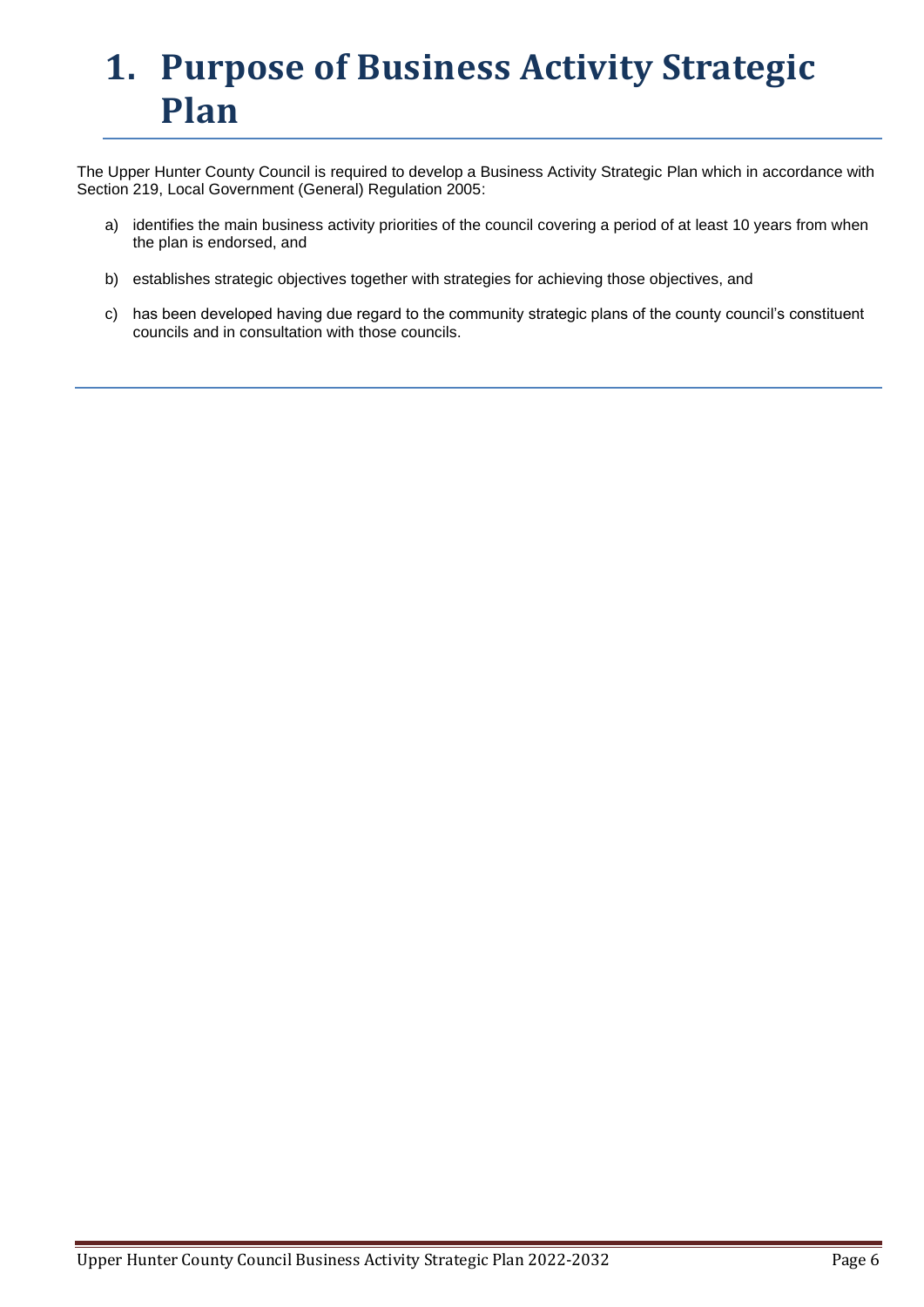# 1. Purpose of Business Activity Strategic Plan

The Upper Hunter County Council is required to develop a Business Activity Strategic Plan which in accordance with Section 219, Local Government (General) Regulation 2005:

a) identifies the main business activity priorities of the council covering a period of at least 10 years from when the plan is endorsed, and

b) establishes strategic objectives together with strategies for achieving those objectives, and

c) has been developed having due regard to the community strategic plans of the county council's constituent councils and in consultation with those councils.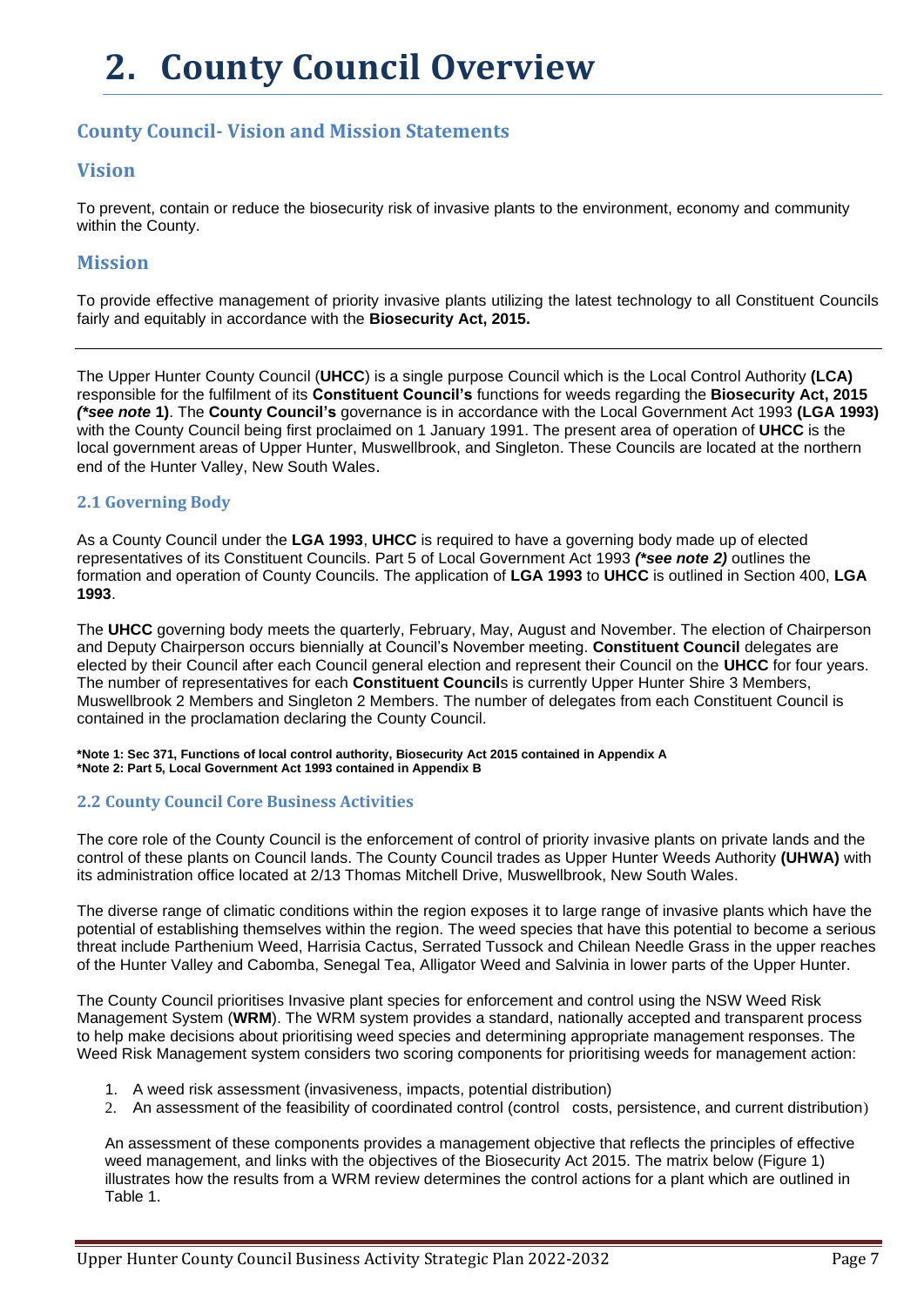# 2. County Council Overview

## County Council- Vision and Mission Statements

## Vision

To prevent, contain or reduce the biosecurity risk of invasive plants to the environment, economy and community within the County.

## Mission

To provide effective management of priority invasive plants utilizing the latest technology to all Constituent Councils fairly and equitably in accordance with the **Biosecurity Act, 2015.**

---

The Upper Hunter County Council (**UHCC**) is a single purpose Council which is the Local Control Authority **(LCA)** responsible for the fulfilment of its **Constituent Council's** functions for weeds regarding the **Biosecurity Act, 2015** ***(\*see note* 1)**. The **County Council's** governance is in accordance with the Local Government Act 1993 **(LGA 1993)** with the County Council being first proclaimed on 1 January 1991. The present area of operation of **UHCC** is the local government areas of Upper Hunter, Muswellbrook, and Singleton. These Councils are located at the northern end of the Hunter Valley, New South Wales.

### 2.1 Governing Body

As a County Council under the **LGA 1993**, **UHCC** is required to have a governing body made up of elected representatives of its Constituent Councils. Part 5 of Local Government Act 1993 ***(\*see note 2)*** outlines the formation and operation of County Councils. The application of **LGA 1993** to **UHCC** is outlined in Section 400, **LGA 1993**.

The **UHCC** governing body meets the quarterly, February, May, August and November. The election of Chairperson and Deputy Chairperson occurs biennially at Council's November meeting. **Constituent Council** delegates are elected by their Council after each Council general election and represent their Council on the **UHCC** for four years. The number of representatives for each **Constituent Council**s is currently Upper Hunter Shire 3 Members, Muswellbrook 2 Members and Singleton 2 Members. The number of delegates from each Constituent Council is contained in the proclamation declaring the County Council.

**\*Note 1: Sec 371, Functions of local control authority, Biosecurity Act 2015 contained in Appendix A**
**\*Note 2: Part 5, Local Government Act 1993 contained in Appendix B**

### 2.2 County Council Core Business Activities

The core role of the County Council is the enforcement of control of priority invasive plants on private lands and the control of these plants on Council lands. The County Council trades as Upper Hunter Weeds Authority **(UHWA)** with its administration office located at 2/13 Thomas Mitchell Drive, Muswellbrook, New South Wales.

The diverse range of climatic conditions within the region exposes it to large range of invasive plants which have the potential of establishing themselves within the region. The weed species that have this potential to become a serious threat include Parthenium Weed, Harrisia Cactus, Serrated Tussock and Chilean Needle Grass in the upper reaches of the Hunter Valley and Cabomba, Senegal Tea, Alligator Weed and Salvinia in lower parts of the Upper Hunter.

The County Council prioritises Invasive plant species for enforcement and control using the NSW Weed Risk Management System (**WRM**). The WRM system provides a standard, nationally accepted and transparent process to help make decisions about prioritising weed species and determining appropriate management responses. The Weed Risk Management system considers two scoring components for prioritising weeds for management action:

1. A weed risk assessment (invasiveness, impacts, potential distribution)
2. An assessment of the feasibility of coordinated control (control costs, persistence, and current distribution)

An assessment of these components provides a management objective that reflects the principles of effective weed management, and links with the objectives of the Biosecurity Act 2015. The matrix below (Figure 1) illustrates how the results from a WRM review determines the control actions for a plant which are outlined in Table 1.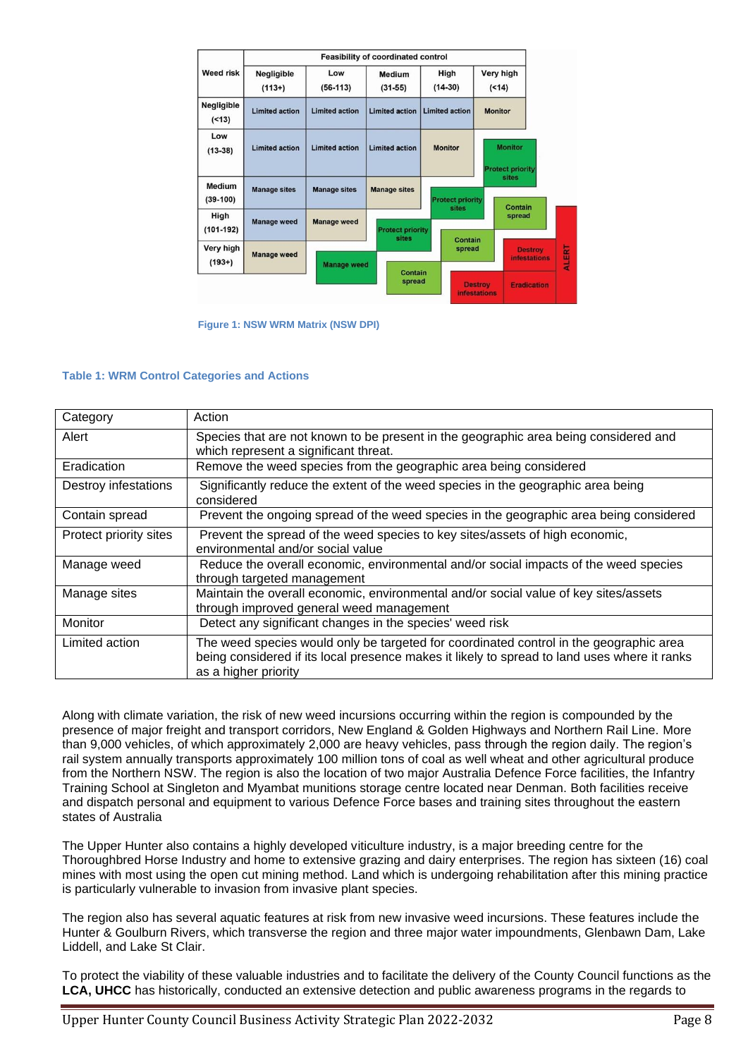| Weed risk | Feasibility of coordinated control | | | | |
|---|---|---|---|---|---|
| | Negligible (113+) | Low (56-113) | Medium (31-55) | High (14-30) | Very high (<14) |
| Negligible (<13) | Limited action | Limited action | Limited action | Limited action | Monitor |
| Low (13-38) | Limited action | Limited action | Limited action | Monitor | Monitor / Protect priority sites |
| Medium (39-100) | Manage sites | Manage sites | Manage sites | Protect priority sites | Contain spread |
| High (101-192) | Manage weed | Manage weed | Protect priority sites | Contain spread | Destroy infestations |
| Very high (193+) | Manage weed | Manage weed | Contain spread | Destroy infestations | Eradication |

ALERT

Figure 1: NSW WRM Matrix (NSW DPI)

**Table 1: WRM Control Categories and Actions**

| Category | Action |
|---|---|
| Alert | Species that are not known to be present in the geographic area being considered and which represent a significant threat. |
| Eradication | Remove the weed species from the geographic area being considered |
| Destroy infestations | Significantly reduce the extent of the weed species in the geographic area being considered |
| Contain spread | Prevent the ongoing spread of the weed species in the geographic area being considered |
| Protect priority sites | Prevent the spread of the weed species to key sites/assets of high economic, environmental and/or social value |
| Manage weed | Reduce the overall economic, environmental and/or social impacts of the weed species through targeted management |
| Manage sites | Maintain the overall economic, environmental and/or social value of key sites/assets through improved general weed management |
| Monitor | Detect any significant changes in the species' weed risk |
| Limited action | The weed species would only be targeted for coordinated control in the geographic area being considered if its local presence makes it likely to spread to land uses where it ranks as a higher priority |

Along with climate variation, the risk of new weed incursions occurring within the region is compounded by the presence of major freight and transport corridors, New England & Golden Highways and Northern Rail Line. More than 9,000 vehicles, of which approximately 2,000 are heavy vehicles, pass through the region daily. The region's rail system annually transports approximately 100 million tons of coal as well wheat and other agricultural produce from the Northern NSW. The region is also the location of two major Australia Defence Force facilities, the Infantry Training School at Singleton and Myambat munitions storage centre located near Denman. Both facilities receive and dispatch personal and equipment to various Defence Force bases and training sites throughout the eastern states of Australia

The Upper Hunter also contains a highly developed viticulture industry, is a major breeding centre for the Thoroughbred Horse Industry and home to extensive grazing and dairy enterprises. The region has sixteen (16) coal mines with most using the open cut mining method. Land which is undergoing rehabilitation after this mining practice is particularly vulnerable to invasion from invasive plant species.

The region also has several aquatic features at risk from new invasive weed incursions. These features include the Hunter & Goulburn Rivers, which transverse the region and three major water impoundments, Glenbawn Dam, Lake Liddell, and Lake St Clair.

To protect the viability of these valuable industries and to facilitate the delivery of the County Council functions as the **LCA, UHCC** has historically, conducted an extensive detection and public awareness programs in the regards to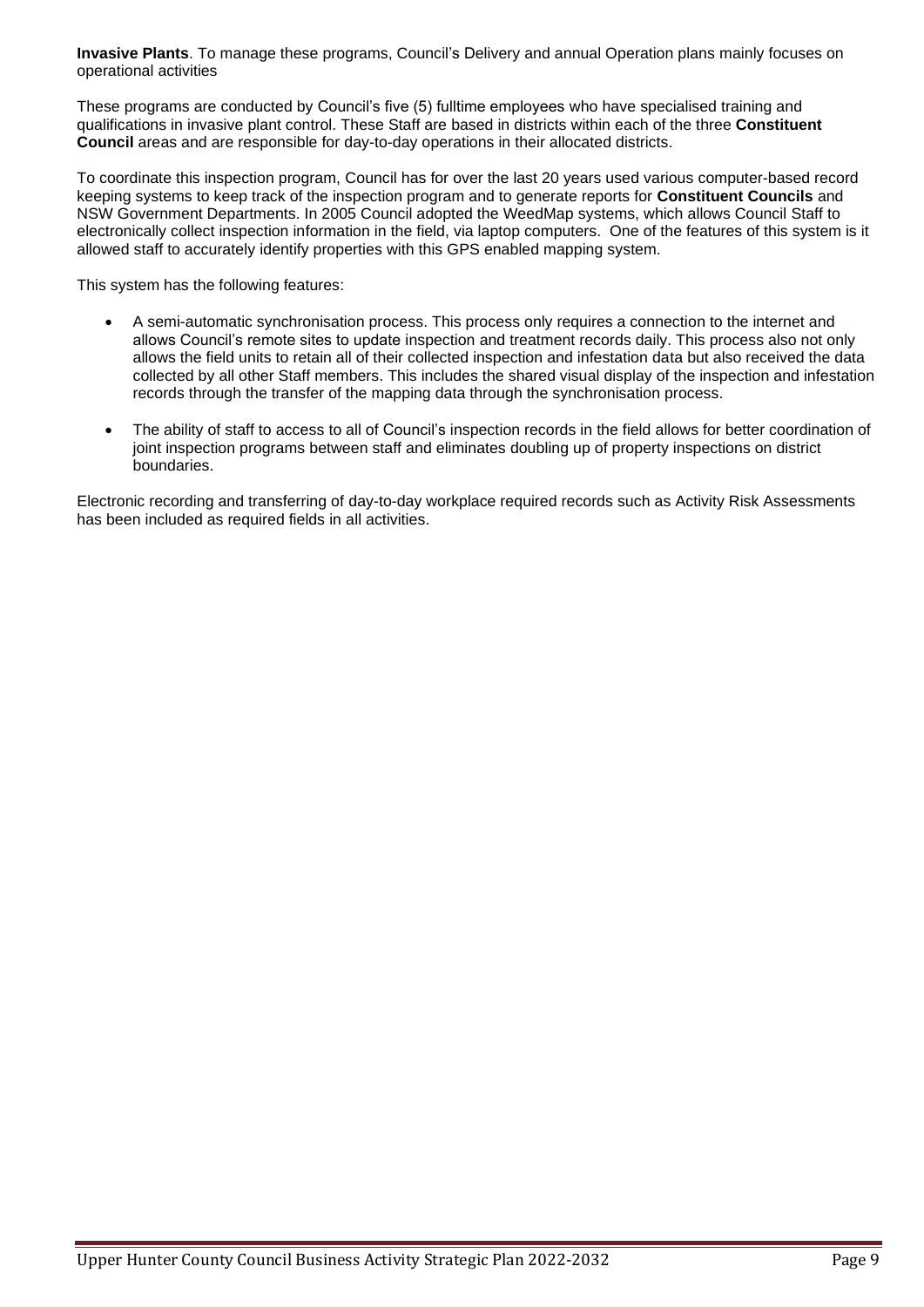**Invasive Plants**. To manage these programs, Council's Delivery and annual Operation plans mainly focuses on operational activities

These programs are conducted by Council's five (5) fulltime employees who have specialised training and qualifications in invasive plant control. These Staff are based in districts within each of the three **Constituent Council** areas and are responsible for day-to-day operations in their allocated districts.

To coordinate this inspection program, Council has for over the last 20 years used various computer-based record keeping systems to keep track of the inspection program and to generate reports for **Constituent Councils** and NSW Government Departments. In 2005 Council adopted the WeedMap systems, which allows Council Staff to electronically collect inspection information in the field, via laptop computers. One of the features of this system is it allowed staff to accurately identify properties with this GPS enabled mapping system.

This system has the following features:

- A semi-automatic synchronisation process. This process only requires a connection to the internet and allows Council's remote sites to update inspection and treatment records daily. This process also not only allows the field units to retain all of their collected inspection and infestation data but also received the data collected by all other Staff members. This includes the shared visual display of the inspection and infestation records through the transfer of the mapping data through the synchronisation process.
- The ability of staff to access to all of Council's inspection records in the field allows for better coordination of joint inspection programs between staff and eliminates doubling up of property inspections on district boundaries.

Electronic recording and transferring of day-to-day workplace required records such as Activity Risk Assessments has been included as required fields in all activities.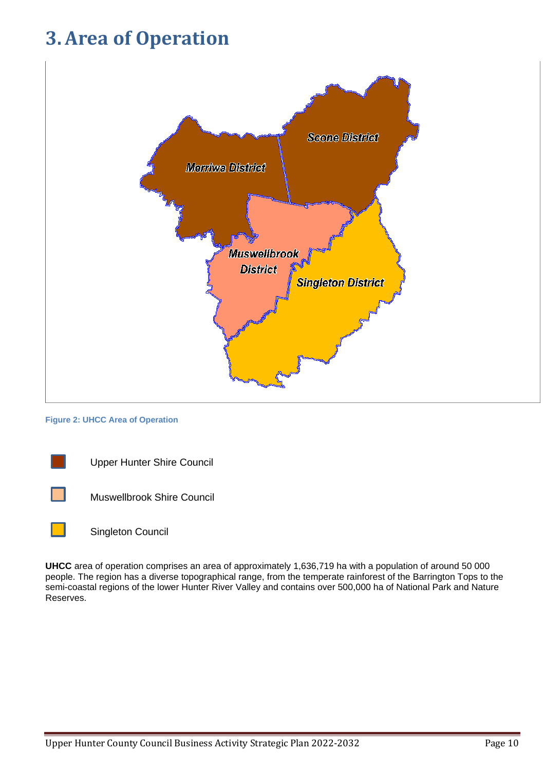# 3. Area of Operation

Merriwa District

Scone District

Muswellbrook District

Singleton District

Figure 2: UHCC Area of Operation

- Upper Hunter Shire Council
- Muswellbrook Shire Council
- Singleton Council

**UHCC** area of operation comprises an area of approximately 1,636,719 ha with a population of around 50 000 people. The region has a diverse topographical range, from the temperate rainforest of the Barrington Tops to the semi-coastal regions of the lower Hunter River Valley and contains over 500,000 ha of National Park and Nature Reserves.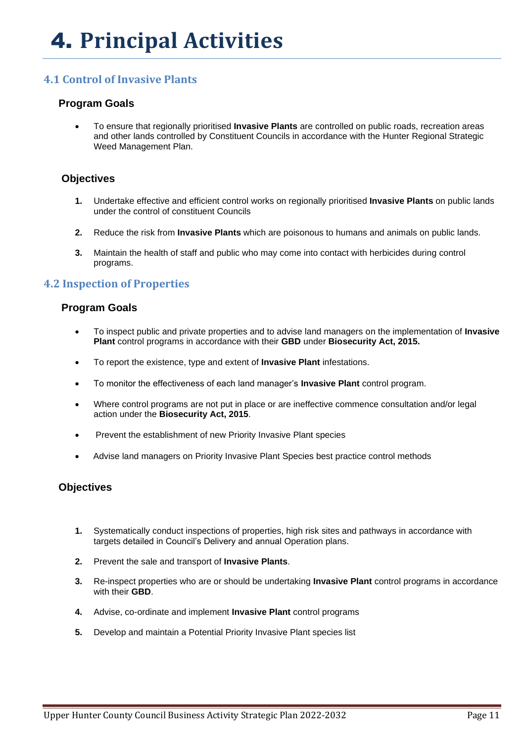# 4. Principal Activities

## 4.1 Control of Invasive Plants

### Program Goals

- To ensure that regionally prioritised **Invasive Plants** are controlled on public roads, recreation areas and other lands controlled by Constituent Councils in accordance with the Hunter Regional Strategic Weed Management Plan.

### Objectives

1. Undertake effective and efficient control works on regionally prioritised **Invasive Plants** on public lands under the control of constituent Councils
2. Reduce the risk from **Invasive Plants** which are poisonous to humans and animals on public lands.
3. Maintain the health of staff and public who may come into contact with herbicides during control programs.

## 4.2 Inspection of Properties

### Program Goals

- To inspect public and private properties and to advise land managers on the implementation of **Invasive Plant** control programs in accordance with their **GBD** under **Biosecurity Act, 2015.**
- To report the existence, type and extent of **Invasive Plant** infestations.
- To monitor the effectiveness of each land manager's **Invasive Plant** control program.
- Where control programs are not put in place or are ineffective commence consultation and/or legal action under the **Biosecurity Act, 2015**.
- Prevent the establishment of new Priority Invasive Plant species
- Advise land managers on Priority Invasive Plant Species best practice control methods

### Objectives

1. Systematically conduct inspections of properties, high risk sites and pathways in accordance with targets detailed in Council's Delivery and annual Operation plans.
2. Prevent the sale and transport of **Invasive Plants**.
3. Re-inspect properties who are or should be undertaking **Invasive Plant** control programs in accordance with their **GBD**.
4. Advise, co-ordinate and implement **Invasive Plant** control programs
5. Develop and maintain a Potential Priority Invasive Plant species list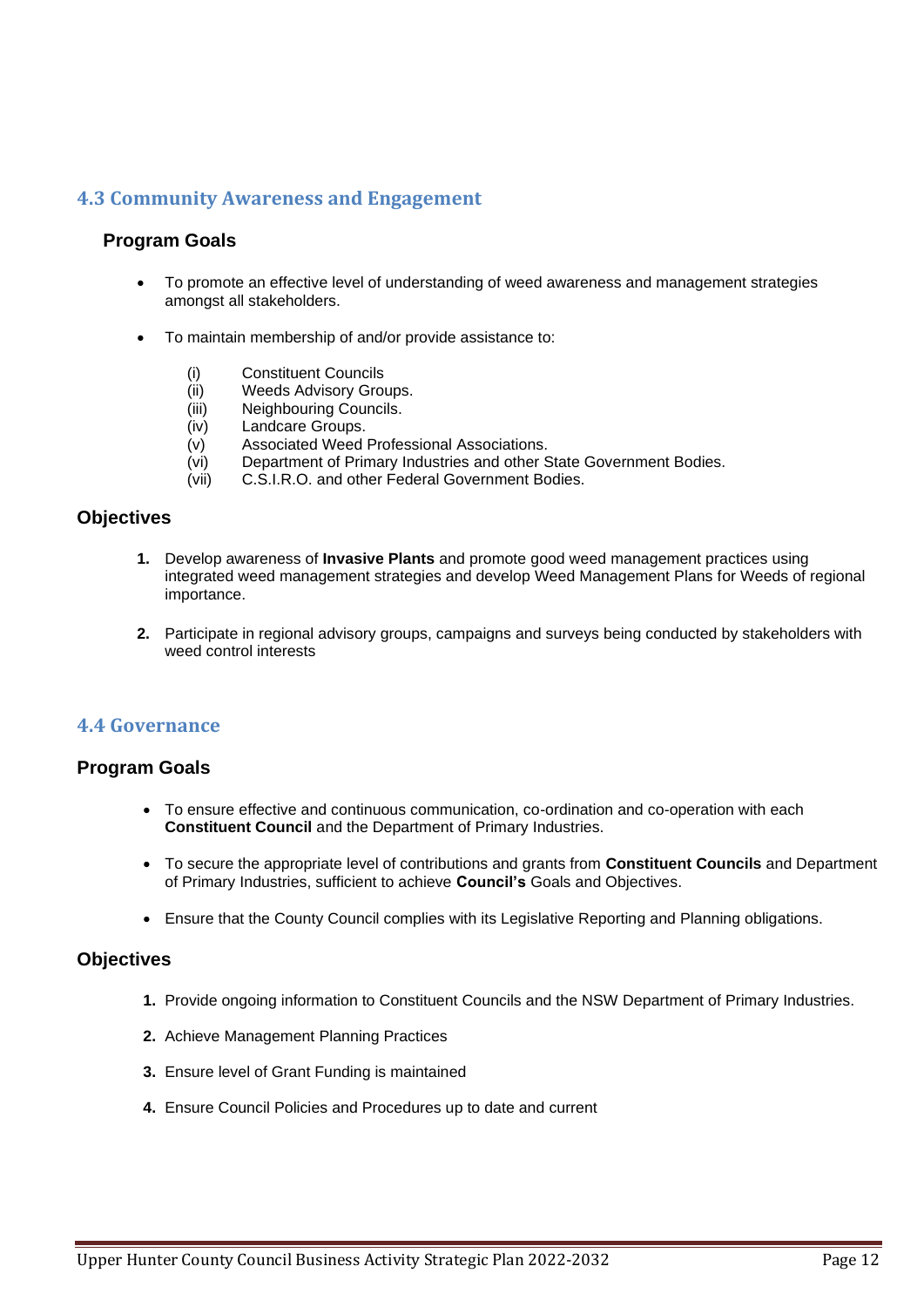## 4.3 Community Awareness and Engagement

### Program Goals

- To promote an effective level of understanding of weed awareness and management strategies amongst all stakeholders.
- To maintain membership of and/or provide assistance to:

  (i) Constituent Councils
  (ii) Weeds Advisory Groups.
  (iii) Neighbouring Councils.
  (iv) Landcare Groups.
  (v) Associated Weed Professional Associations.
  (vi) Department of Primary Industries and other State Government Bodies.
  (vii) C.S.I.R.O. and other Federal Government Bodies.

### Objectives

1. Develop awareness of **Invasive Plants** and promote good weed management practices using integrated weed management strategies and develop Weed Management Plans for Weeds of regional importance.
2. Participate in regional advisory groups, campaigns and surveys being conducted by stakeholders with weed control interests

## 4.4 Governance

### Program Goals

- To ensure effective and continuous communication, co-ordination and co-operation with each **Constituent Council** and the Department of Primary Industries.
- To secure the appropriate level of contributions and grants from **Constituent Councils** and Department of Primary Industries, sufficient to achieve **Council's** Goals and Objectives.
- Ensure that the County Council complies with its Legislative Reporting and Planning obligations.

### Objectives

1. Provide ongoing information to Constituent Councils and the NSW Department of Primary Industries.
2. Achieve Management Planning Practices
3. Ensure level of Grant Funding is maintained
4. Ensure Council Policies and Procedures up to date and current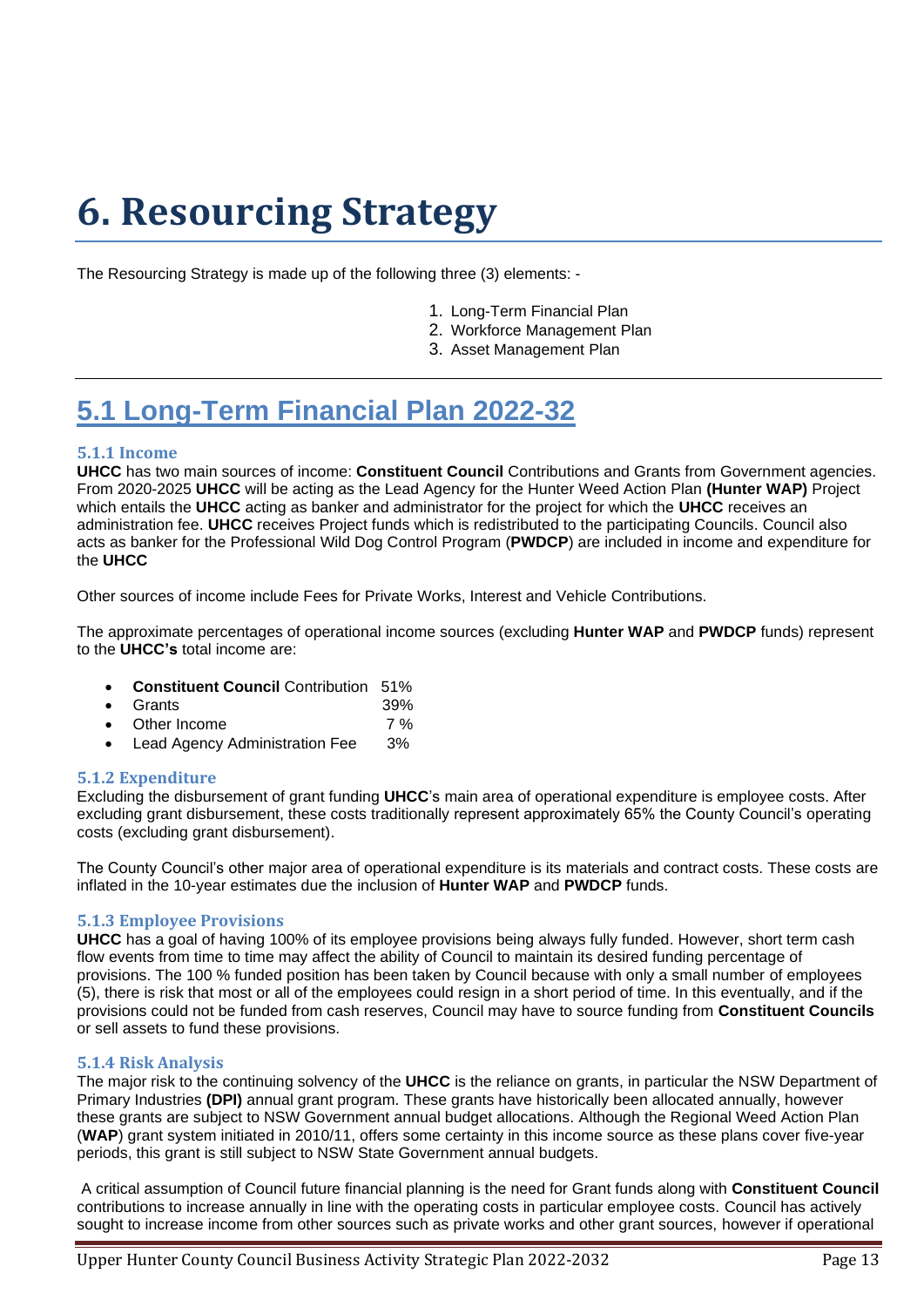# 6. Resourcing Strategy

The Resourcing Strategy is made up of the following three (3) elements: -

1. Long-Term Financial Plan
2. Workforce Management Plan
3. Asset Management Plan

## 5.1 Long-Term Financial Plan 2022-32

### 5.1.1 Income

**UHCC** has two main sources of income: **Constituent Council** Contributions and Grants from Government agencies. From 2020-2025 **UHCC** will be acting as the Lead Agency for the Hunter Weed Action Plan **(Hunter WAP)** Project which entails the **UHCC** acting as banker and administrator for the project for which the **UHCC** receives an administration fee. **UHCC** receives Project funds which is redistributed to the participating Councils. Council also acts as banker for the Professional Wild Dog Control Program (**PWDCP**) are included in income and expenditure for the **UHCC**

Other sources of income include Fees for Private Works, Interest and Vehicle Contributions.

The approximate percentages of operational income sources (excluding **Hunter WAP** and **PWDCP** funds) represent to the **UHCC's** total income are:

- **Constituent Council** Contribution 51%
- Grants 39%
- Other Income 7 %
- Lead Agency Administration Fee 3%

### 5.1.2 Expenditure

Excluding the disbursement of grant funding **UHCC**'s main area of operational expenditure is employee costs. After excluding grant disbursement, these costs traditionally represent approximately 65% the County Council's operating costs (excluding grant disbursement).

The County Council's other major area of operational expenditure is its materials and contract costs. These costs are inflated in the 10-year estimates due the inclusion of **Hunter WAP** and **PWDCP** funds.

### 5.1.3 Employee Provisions

**UHCC** has a goal of having 100% of its employee provisions being always fully funded. However, short term cash flow events from time to time may affect the ability of Council to maintain its desired funding percentage of provisions. The 100 % funded position has been taken by Council because with only a small number of employees (5), there is risk that most or all of the employees could resign in a short period of time. In this eventually, and if the provisions could not be funded from cash reserves, Council may have to source funding from **Constituent Councils** or sell assets to fund these provisions.

### 5.1.4 Risk Analysis

The major risk to the continuing solvency of the **UHCC** is the reliance on grants, in particular the NSW Department of Primary Industries **(DPI)** annual grant program. These grants have historically been allocated annually, however these grants are subject to NSW Government annual budget allocations. Although the Regional Weed Action Plan (**WAP**) grant system initiated in 2010/11, offers some certainty in this income source as these plans cover five-year periods, this grant is still subject to NSW State Government annual budgets.

A critical assumption of Council future financial planning is the need for Grant funds along with **Constituent Council** contributions to increase annually in line with the operating costs in particular employee costs. Council has actively sought to increase income from other sources such as private works and other grant sources, however if operational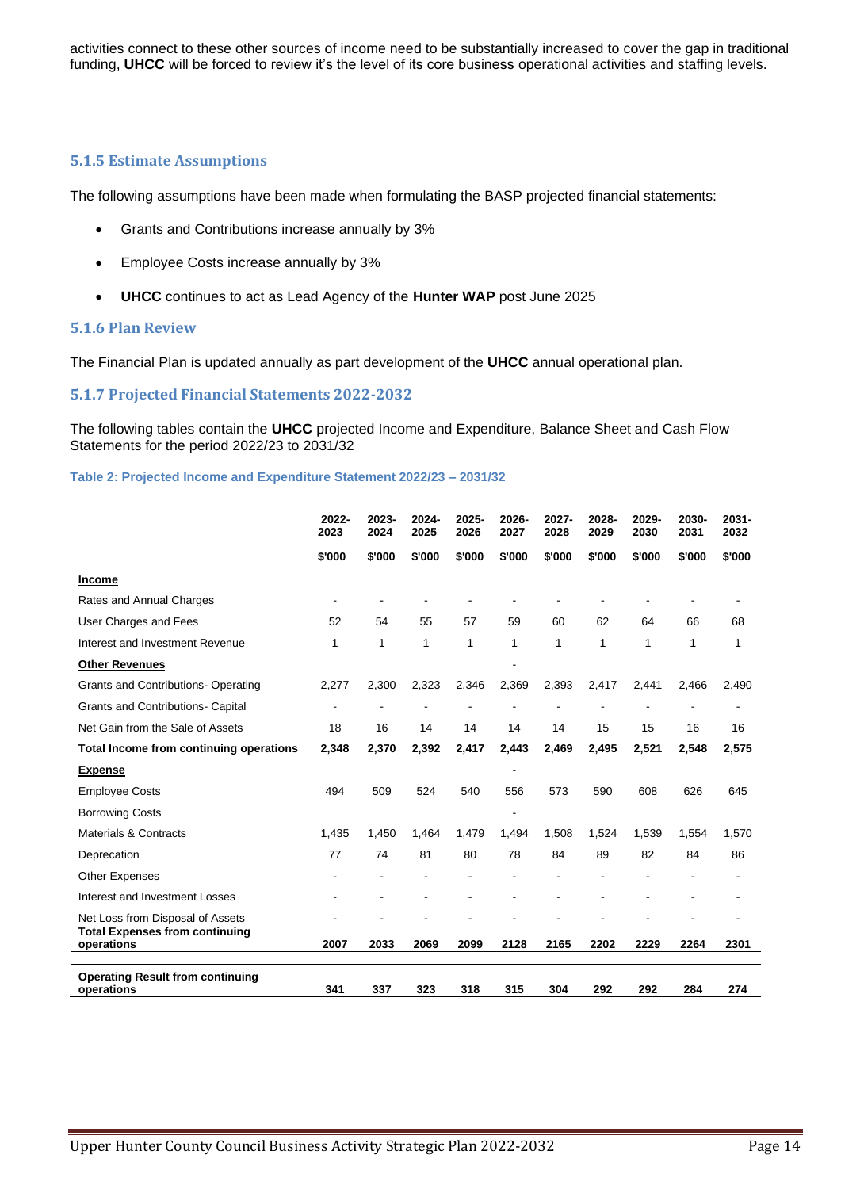activities connect to these other sources of income need to be substantially increased to cover the gap in traditional funding, **UHCC** will be forced to review it's the level of its core business operational activities and staffing levels.

### 5.1.5 Estimate Assumptions

The following assumptions have been made when formulating the BASP projected financial statements:

- Grants and Contributions increase annually by 3%
- Employee Costs increase annually by 3%
- **UHCC** continues to act as Lead Agency of the **Hunter WAP** post June 2025

### 5.1.6 Plan Review

The Financial Plan is updated annually as part development of the **UHCC** annual operational plan.

### 5.1.7 Projected Financial Statements 2022-2032

The following tables contain the **UHCC** projected Income and Expenditure, Balance Sheet and Cash Flow Statements for the period 2022/23 to 2031/32

**Table 2: Projected Income and Expenditure Statement 2022/23 – 2031/32**

| | 2022-2023 | 2023-2024 | 2024-2025 | 2025-2026 | 2026-2027 | 2027-2028 | 2028-2029 | 2029-2030 | 2030-2031 | 2031-2032 |
|---|---|---|---|---|---|---|---|---|---|---|
| | $'000 | $'000 | $'000 | $'000 | $'000 | $'000 | $'000 | $'000 | $'000 | $'000 |
| **Income** | | | | | | | | | | |
| Rates and Annual Charges | - | - | - | - | - | - | - | - | - | - |
| User Charges and Fees | 52 | 54 | 55 | 57 | 59 | 60 | 62 | 64 | 66 | 68 |
| Interest and Investment Revenue | 1 | 1 | 1 | 1 | 1 | 1 | 1 | 1 | 1 | 1 |
| **Other Revenues** | | | | | - | | | | | |
| Grants and Contributions- Operating | 2,277 | 2,300 | 2,323 | 2,346 | 2,369 | 2,393 | 2,417 | 2,441 | 2,466 | 2,490 |
| Grants and Contributions- Capital | - | - | - | - | - | - | - | - | - | - |
| Net Gain from the Sale of Assets | 18 | 16 | 14 | 14 | 14 | 14 | 15 | 15 | 16 | 16 |
| **Total Income from continuing operations** | **2,348** | **2,370** | **2,392** | **2,417** | **2,443** | **2,469** | **2,495** | **2,521** | **2,548** | **2,575** |
| **Expense** | | | | | - | | | | | |
| Employee Costs | 494 | 509 | 524 | 540 | 556 | 573 | 590 | 608 | 626 | 645 |
| Borrowing Costs | | | | | - | | | | | |
| Materials & Contracts | 1,435 | 1,450 | 1,464 | 1,479 | 1,494 | 1,508 | 1,524 | 1,539 | 1,554 | 1,570 |
| Deprecation | 77 | 74 | 81 | 80 | 78 | 84 | 89 | 82 | 84 | 86 |
| Other Expenses | - | - | - | - | - | - | - | - | - | - |
| Interest and Investment Losses | - | - | - | - | - | - | - | - | - | - |
| Net Loss from Disposal of Assets | - | - | - | - | - | - | - | - | - | - |
| **Total Expenses from continuing operations** | **2007** | **2033** | **2069** | **2099** | **2128** | **2165** | **2202** | **2229** | **2264** | **2301** |
| **Operating Result from continuing operations** | **341** | **337** | **323** | **318** | **315** | **304** | **292** | **292** | **284** | **274** |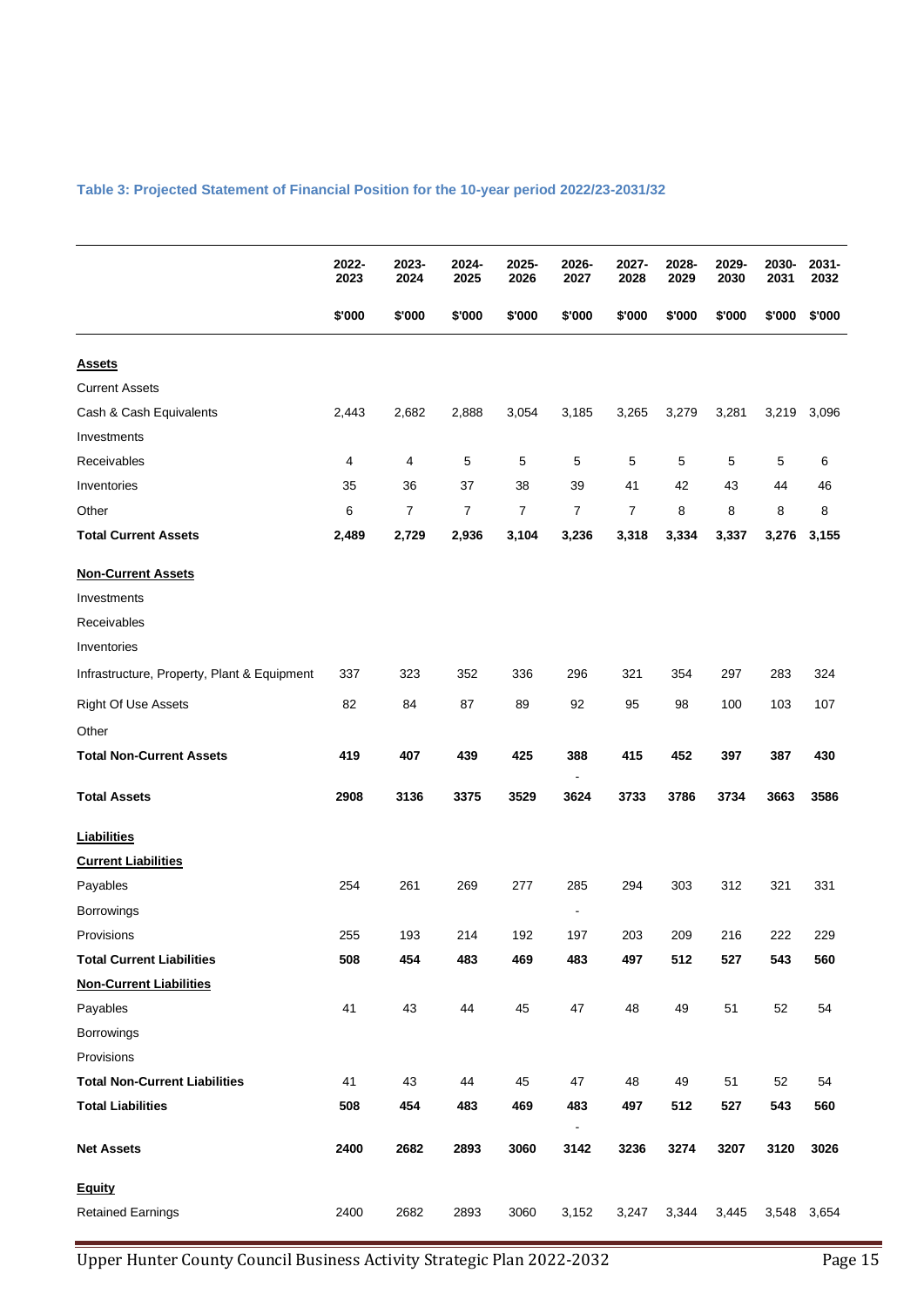### Table 3: Projected Statement of Financial Position for the 10-year period 2022/23-2031/32

| | 2022-2023 | 2023-2024 | 2024-2025 | 2025-2026 | 2026-2027 | 2027-2028 | 2028-2029 | 2029-2030 | 2030-2031 | 2031-2032 |
|---|---|---|---|---|---|---|---|---|---|---|
| | $'000 | $'000 | $'000 | $'000 | $'000 | $'000 | $'000 | $'000 | $'000 | $'000 |
| **Assets** | | | | | | | | | | |
| Current Assets | | | | | | | | | | |
| Cash & Cash Equivalents | 2,443 | 2,682 | 2,888 | 3,054 | 3,185 | 3,265 | 3,279 | 3,281 | 3,219 | 3,096 |
| Investments | | | | | | | | | | |
| Receivables | 4 | 4 | 5 | 5 | 5 | 5 | 5 | 5 | 5 | 6 |
| Inventories | 35 | 36 | 37 | 38 | 39 | 41 | 42 | 43 | 44 | 46 |
| Other | 6 | 7 | 7 | 7 | 7 | 7 | 8 | 8 | 8 | 8 |
| **Total Current Assets** | **2,489** | **2,729** | **2,936** | **3,104** | **3,236** | **3,318** | **3,334** | **3,337** | **3,276** | **3,155** |
| **Non-Current Assets** | | | | | | | | | | |
| Investments | | | | | | | | | | |
| Receivables | | | | | | | | | | |
| Inventories | | | | | | | | | | |
| Infrastructure, Property, Plant & Equipment | 337 | 323 | 352 | 336 | 296 | 321 | 354 | 297 | 283 | 324 |
| Right Of Use Assets | 82 | 84 | 87 | 89 | 92 | 95 | 98 | 100 | 103 | 107 |
| Other | | | | | | | | | | |
| **Total Non-Current Assets** | **419** | **407** | **439** | **425** | **388** | **415** | **452** | **397** | **387** | **430** |
| **Total Assets** | **2908** | **3136** | **3375** | **3529** | **3624** | **3733** | **3786** | **3734** | **3663** | **3586** |
| **Liabilities** | | | | | | | | | | |
| **Current Liabilities** | | | | | | | | | | |
| Payables | 254 | 261 | 269 | 277 | 285 | 294 | 303 | 312 | 321 | 331 |
| Borrowings | | | | | - | | | | | |
| Provisions | 255 | 193 | 214 | 192 | 197 | 203 | 209 | 216 | 222 | 229 |
| **Total Current Liabilities** | **508** | **454** | **483** | **469** | **483** | **497** | **512** | **527** | **543** | **560** |
| **Non-Current Liabilities** | | | | | | | | | | |
| Payables | 41 | 43 | 44 | 45 | 47 | 48 | 49 | 51 | 52 | 54 |
| Borrowings | | | | | | | | | | |
| Provisions | | | | | | | | | | |
| **Total Non-Current Liabilities** | 41 | 43 | 44 | 45 | 47 | 48 | 49 | 51 | 52 | 54 |
| **Total Liabilities** | **508** | **454** | **483** | **469** | **483** | **497** | **512** | **527** | **543** | **560** |
| **Net Assets** | **2400** | **2682** | **2893** | **3060** | **3142** | **3236** | **3274** | **3207** | **3120** | **3026** |
| **Equity** | | | | | | | | | | |
| Retained Earnings | 2400 | 2682 | 2893 | 3060 | 3,152 | 3,247 | 3,344 | 3,445 | 3,548 | 3,654 |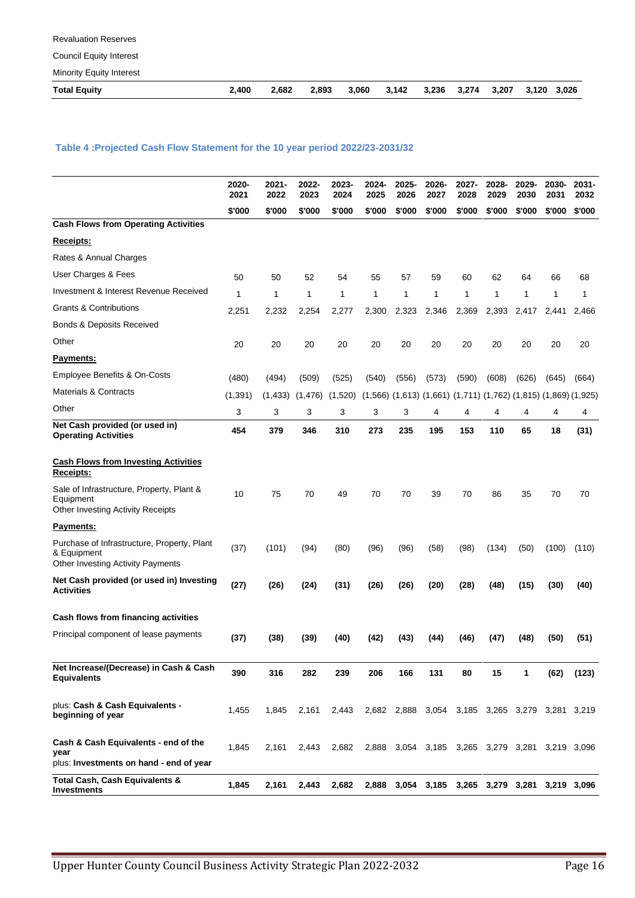| | | | | | | | | | | |
|---|---|---|---|---|---|---|---|---|---|---|
| Revaluation Reserves | | | | | | | | | | |
| Council Equity Interest | | | | | | | | | | |
| Minority Equity Interest | | | | | | | | | | |
| **Total Equity** | **2,400** | **2,682** | **2,893** | **3,060** | **3,142** | **3,236** | **3,274** | **3,207** | **3,120** | **3,026** |

### Table 4 :Projected Cash Flow Statement for the 10 year period 2022/23-2031/32

| | 2020-2021 | 2021-2022 | 2022-2023 | 2023-2024 | 2024-2025 | 2025-2026 | 2026-2027 | 2027-2028 | 2028-2029 | 2029-2030 | 2030-2031 | 2031-2032 |
|---|---|---|---|---|---|---|---|---|---|---|---|---|
| | **\$'000** | **\$'000** | **\$'000** | **\$'000** | **\$'000** | **\$'000** | **\$'000** | **\$'000** | **\$'000** | **\$'000** | **\$'000** | **\$'000** |
| **Cash Flows from Operating Activities** | | | | | | | | | | | | |
| **Receipts:** | | | | | | | | | | | | |
| Rates & Annual Charges | | | | | | | | | | | | |
| User Charges & Fees | 50 | 50 | 52 | 54 | 55 | 57 | 59 | 60 | 62 | 64 | 66 | 68 |
| Investment & Interest Revenue Received | 1 | 1 | 1 | 1 | 1 | 1 | 1 | 1 | 1 | 1 | 1 | 1 |
| Grants & Contributions | 2,251 | 2,232 | 2,254 | 2,277 | 2,300 | 2,323 | 2,346 | 2,369 | 2,393 | 2,417 | 2,441 | 2,466 |
| Bonds & Deposits Received | | | | | | | | | | | | |
| Other | 20 | 20 | 20 | 20 | 20 | 20 | 20 | 20 | 20 | 20 | 20 | 20 |
| **Payments:** | | | | | | | | | | | | |
| Employee Benefits & On-Costs | (480) | (494) | (509) | (525) | (540) | (556) | (573) | (590) | (608) | (626) | (645) | (664) |
| Materials & Contracts | (1,391) | (1,433) | (1,476) | (1,520) | (1,566) | (1,613) | (1,661) | (1,711) | (1,762) | (1,815) | (1,869) | (1,925) |
| Other | 3 | 3 | 3 | 3 | 3 | 3 | 4 | 4 | 4 | 4 | 4 | 4 |
| **Net Cash provided (or used in) Operating Activities** | **454** | **379** | **346** | **310** | **273** | **235** | **195** | **153** | **110** | **65** | **18** | **(31)** |
| **Cash Flows from Investing Activities** | | | | | | | | | | | | |
| **Receipts:** | | | | | | | | | | | | |
| Sale of Infrastructure, Property, Plant & Equipment | 10 | 75 | 70 | 49 | 70 | 70 | 39 | 70 | 86 | 35 | 70 | 70 |
| Other Investing Activity Receipts | | | | | | | | | | | | |
| **Payments:** | | | | | | | | | | | | |
| Purchase of Infrastructure, Property, Plant & Equipment | (37) | (101) | (94) | (80) | (96) | (96) | (58) | (98) | (134) | (50) | (100) | (110) |
| Other Investing Activity Payments | | | | | | | | | | | | |
| **Net Cash provided (or used in) Investing Activities** | **(27)** | **(26)** | **(24)** | **(31)** | **(26)** | **(26)** | **(20)** | **(28)** | **(48)** | **(15)** | **(30)** | **(40)** |
| **Cash flows from financing activities** | | | | | | | | | | | | |
| Principal component of lease payments | **(37)** | **(38)** | **(39)** | **(40)** | **(42)** | **(43)** | **(44)** | **(46)** | **(47)** | **(48)** | **(50)** | **(51)** |
| **Net Increase/(Decrease) in Cash & Cash Equivalents** | **390** | **316** | **282** | **239** | **206** | **166** | **131** | **80** | **15** | **1** | **(62)** | **(123)** |
| plus: **Cash & Cash Equivalents - beginning of year** | 1,455 | 1,845 | 2,161 | 2,443 | 2,682 | 2,888 | 3,054 | 3,185 | 3,265 | 3,279 | 3,281 | 3,219 |
| **Cash & Cash Equivalents - end of the year** | 1,845 | 2,161 | 2,443 | 2,682 | 2,888 | 3,054 | 3,185 | 3,265 | 3,279 | 3,281 | 3,219 | 3,096 |
| plus: **Investments on hand - end of year** | | | | | | | | | | | | |
| **Total Cash, Cash Equivalents & Investments** | **1,845** | **2,161** | **2,443** | **2,682** | **2,888** | **3,054** | **3,185** | **3,265** | **3,279** | **3,281** | **3,219** | **3,096** |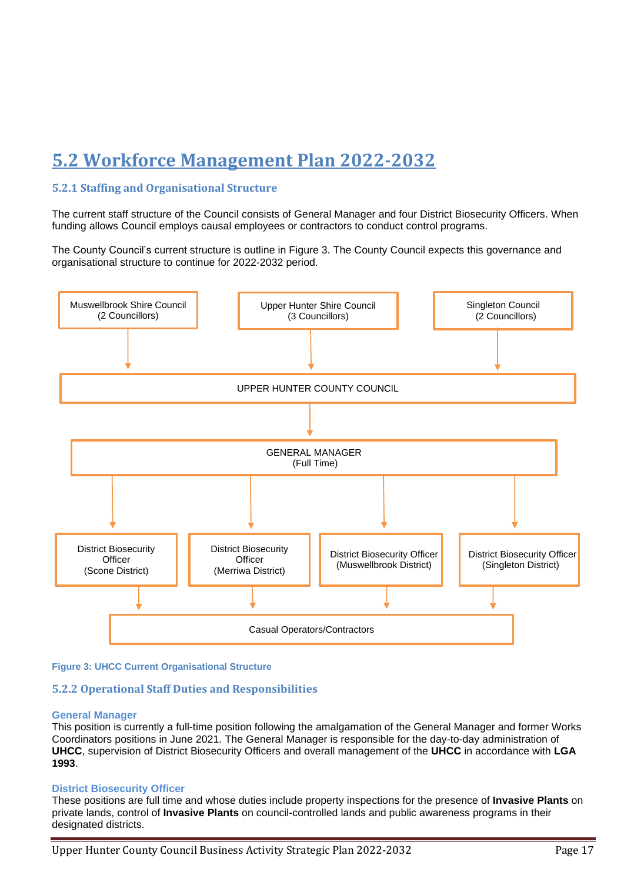## 5.2 Workforce Management Plan 2022-2032

### 5.2.1 Staffing and Organisational Structure

The current staff structure of the Council consists of General Manager and four District Biosecurity Officers. When funding allows Council employs causal employees or contractors to conduct control programs.

The County Council's current structure is outline in Figure 3. The County Council expects this governance and organisational structure to continue for 2022-2032 period.

Muswellbrook Shire Council (2 Councillors)
Upper Hunter Shire Council (3 Councillors)
Singleton Council (2 Councillors)

UPPER HUNTER COUNTY COUNCIL

GENERAL MANAGER (Full Time)

District Biosecurity Officer (Scone District)
District Biosecurity Officer (Merriwa District)
District Biosecurity Officer (Muswellbrook District)
District Biosecurity Officer (Singleton District)

Casual Operators/Contractors

**Figure 3: UHCC Current Organisational Structure**

### 5.2.2 Operational Staff Duties and Responsibilities

**General Manager**

This position is currently a full-time position following the amalgamation of the General Manager and former Works Coordinators positions in June 2021. The General Manager is responsible for the day-to-day administration of **UHCC**, supervision of District Biosecurity Officers and overall management of the **UHCC** in accordance with **LGA 1993**.

**District Biosecurity Officer**

These positions are full time and whose duties include property inspections for the presence of **Invasive Plants** on private lands, control of **Invasive Plants** on council-controlled lands and public awareness programs in their designated districts.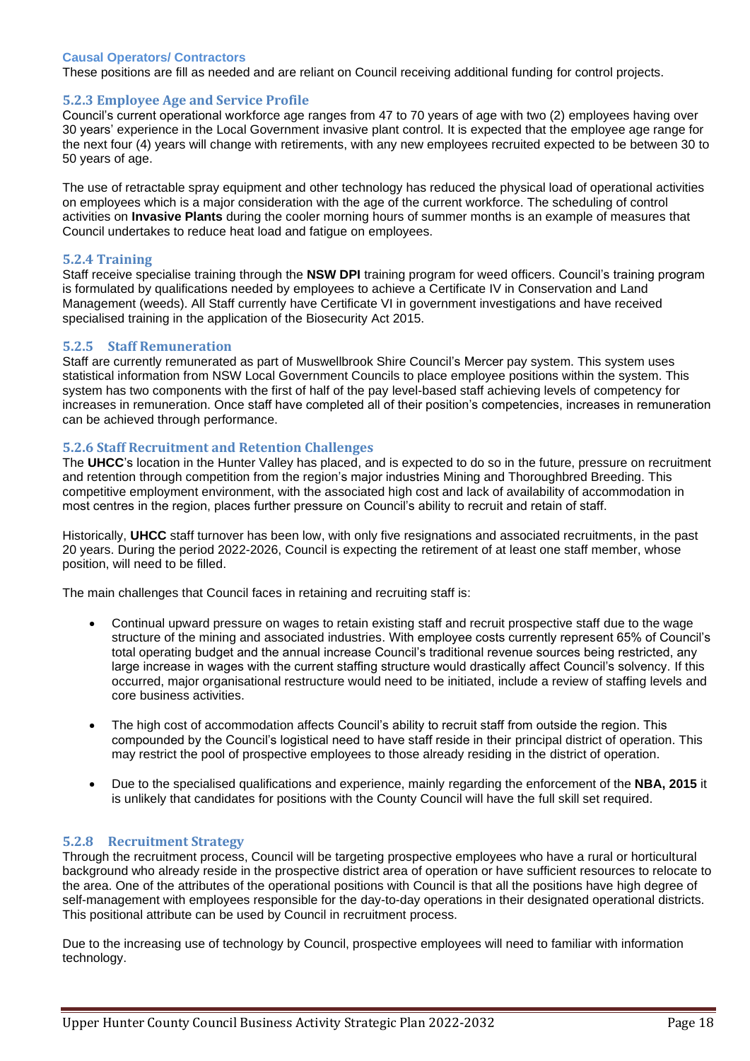#### Causal Operators/ Contractors

These positions are fill as needed and are reliant on Council receiving additional funding for control projects.

### 5.2.3 Employee Age and Service Profile

Council's current operational workforce age ranges from 47 to 70 years of age with two (2) employees having over 30 years' experience in the Local Government invasive plant control. It is expected that the employee age range for the next four (4) years will change with retirements, with any new employees recruited expected to be between 30 to 50 years of age.

The use of retractable spray equipment and other technology has reduced the physical load of operational activities on employees which is a major consideration with the age of the current workforce. The scheduling of control activities on **Invasive Plants** during the cooler morning hours of summer months is an example of measures that Council undertakes to reduce heat load and fatigue on employees.

### 5.2.4 Training

Staff receive specialise training through the **NSW DPI** training program for weed officers. Council's training program is formulated by qualifications needed by employees to achieve a Certificate IV in Conservation and Land Management (weeds). All Staff currently have Certificate VI in government investigations and have received specialised training in the application of the Biosecurity Act 2015.

### 5.2.5 Staff Remuneration

Staff are currently remunerated as part of Muswellbrook Shire Council's Mercer pay system. This system uses statistical information from NSW Local Government Councils to place employee positions within the system. This system has two components with the first of half of the pay level-based staff achieving levels of competency for increases in remuneration. Once staff have completed all of their position's competencies, increases in remuneration can be achieved through performance.

### 5.2.6 Staff Recruitment and Retention Challenges

The **UHCC**'s location in the Hunter Valley has placed, and is expected to do so in the future, pressure on recruitment and retention through competition from the region's major industries Mining and Thoroughbred Breeding. This competitive employment environment, with the associated high cost and lack of availability of accommodation in most centres in the region, places further pressure on Council's ability to recruit and retain of staff.

Historically, **UHCC** staff turnover has been low, with only five resignations and associated recruitments, in the past 20 years. During the period 2022-2026, Council is expecting the retirement of at least one staff member, whose position, will need to be filled.

The main challenges that Council faces in retaining and recruiting staff is:

- Continual upward pressure on wages to retain existing staff and recruit prospective staff due to the wage structure of the mining and associated industries. With employee costs currently represent 65% of Council's total operating budget and the annual increase Council's traditional revenue sources being restricted, any large increase in wages with the current staffing structure would drastically affect Council's solvency. If this occurred, major organisational restructure would need to be initiated, include a review of staffing levels and core business activities.

- The high cost of accommodation affects Council's ability to recruit staff from outside the region. This compounded by the Council's logistical need to have staff reside in their principal district of operation. This may restrict the pool of prospective employees to those already residing in the district of operation.

- Due to the specialised qualifications and experience, mainly regarding the enforcement of the **NBA, 2015** it is unlikely that candidates for positions with the County Council will have the full skill set required.

### 5.2.8 Recruitment Strategy

Through the recruitment process, Council will be targeting prospective employees who have a rural or horticultural background who already reside in the prospective district area of operation or have sufficient resources to relocate to the area. One of the attributes of the operational positions with Council is that all the positions have high degree of self-management with employees responsible for the day-to-day operations in their designated operational districts. This positional attribute can be used by Council in recruitment process.

Due to the increasing use of technology by Council, prospective employees will need to familiar with information technology.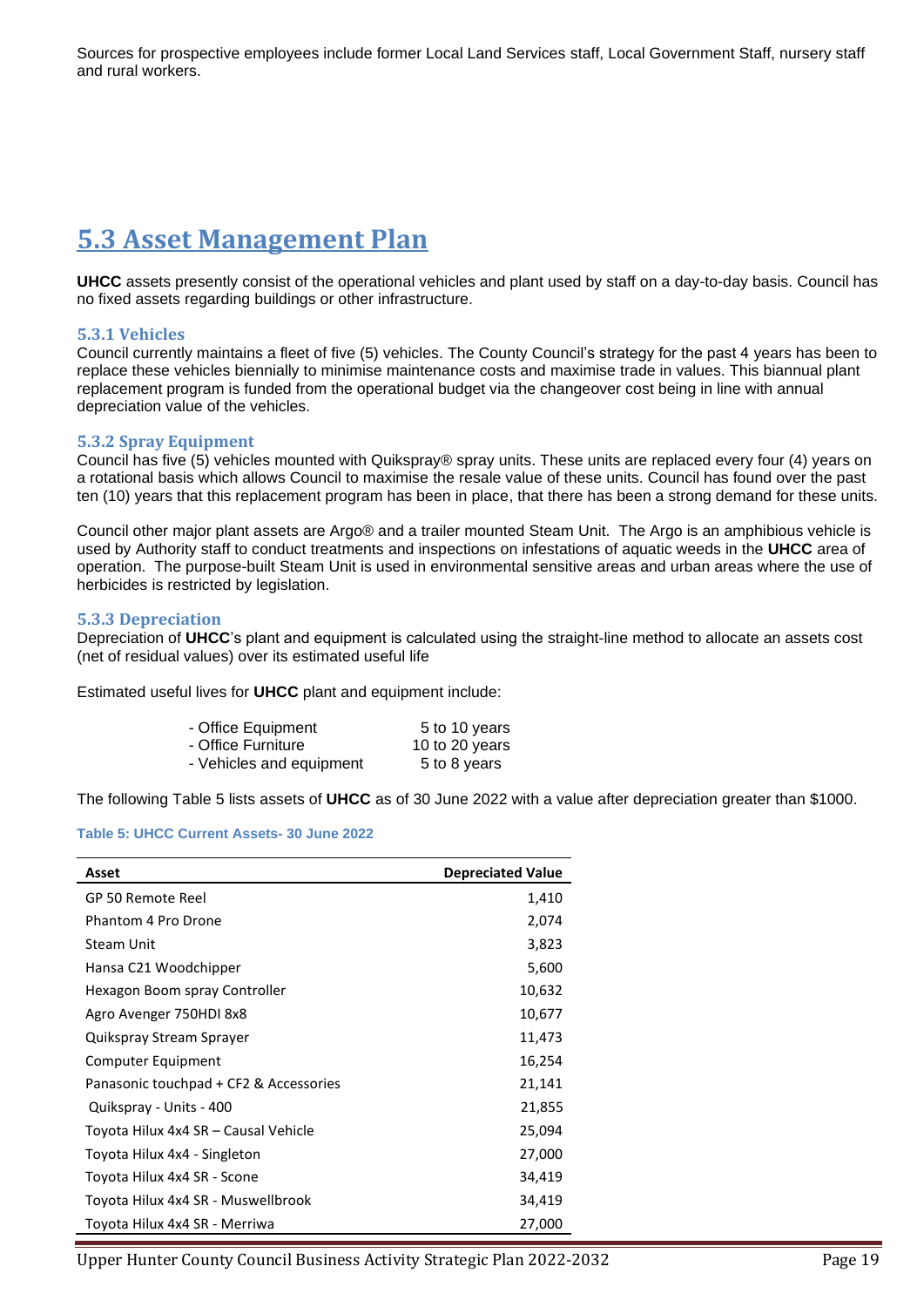Sources for prospective employees include former Local Land Services staff, Local Government Staff, nursery staff and rural workers.

# 5.3 Asset Management Plan

**UHCC** assets presently consist of the operational vehicles and plant used by staff on a day-to-day basis. Council has no fixed assets regarding buildings or other infrastructure.

### 5.3.1 Vehicles

Council currently maintains a fleet of five (5) vehicles. The County Council's strategy for the past 4 years has been to replace these vehicles biennially to minimise maintenance costs and maximise trade in values. This biannual plant replacement program is funded from the operational budget via the changeover cost being in line with annual depreciation value of the vehicles.

### 5.3.2 Spray Equipment

Council has five (5) vehicles mounted with Quikspray® spray units. These units are replaced every four (4) years on a rotational basis which allows Council to maximise the resale value of these units. Council has found over the past ten (10) years that this replacement program has been in place, that there has been a strong demand for these units.

Council other major plant assets are Argo® and a trailer mounted Steam Unit. The Argo is an amphibious vehicle is used by Authority staff to conduct treatments and inspections on infestations of aquatic weeds in the **UHCC** area of operation. The purpose-built Steam Unit is used in environmental sensitive areas and urban areas where the use of herbicides is restricted by legislation.

### 5.3.3 Depreciation

Depreciation of **UHCC**'s plant and equipment is calculated using the straight-line method to allocate an assets cost (net of residual values) over its estimated useful life

Estimated useful lives for **UHCC** plant and equipment include:

| | |
|---|---|
| - Office Equipment | 5 to 10 years |
| - Office Furniture | 10 to 20 years |
| - Vehicles and equipment | 5 to 8 years |

The following Table 5 lists assets of **UHCC** as of 30 June 2022 with a value after depreciation greater than $1000.

**Table 5: UHCC Current Assets- 30 June 2022**

| Asset | Depreciated Value |
|---|---:|
| GP 50 Remote Reel | 1,410 |
| Phantom 4 Pro Drone | 2,074 |
| Steam Unit | 3,823 |
| Hansa C21 Woodchipper | 5,600 |
| Hexagon Boom spray Controller | 10,632 |
| Agro Avenger 750HDI 8x8 | 10,677 |
| Quikspray Stream Sprayer | 11,473 |
| Computer Equipment | 16,254 |
| Panasonic touchpad + CF2 & Accessories | 21,141 |
| Quikspray - Units - 400 | 21,855 |
| Toyota Hilux 4x4 SR – Causal Vehicle | 25,094 |
| Toyota Hilux 4x4 - Singleton | 27,000 |
| Toyota Hilux 4x4 SR - Scone | 34,419 |
| Toyota Hilux 4x4 SR - Muswellbrook | 34,419 |
| Toyota Hilux 4x4 SR - Merriwa | 27,000 |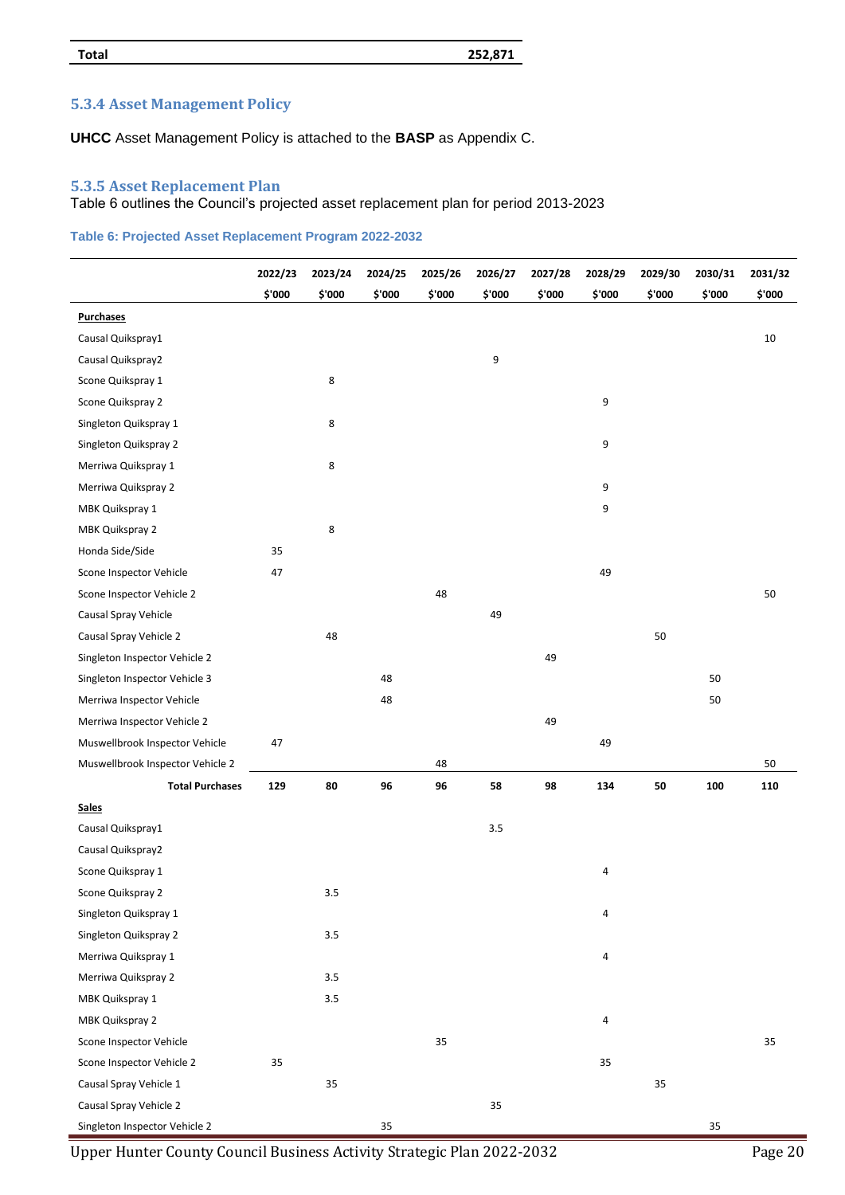| Total | 252,871 |
|---|---|

### 5.3.4 Asset Management Policy

**UHCC** Asset Management Policy is attached to the **BASP** as Appendix C.

### 5.3.5 Asset Replacement Plan

Table 6 outlines the Council's projected asset replacement plan for period 2013-2023

**Table 6: Projected Asset Replacement Program 2022-2032**

| | 2022/23 | 2023/24 | 2024/25 | 2025/26 | 2026/27 | 2027/28 | 2028/29 | 2029/30 | 2030/31 | 2031/32 |
|---|---|---|---|---|---|---|---|---|---|---|
| | $'000 | $'000 | $'000 | $'000 | $'000 | $'000 | $'000 | $'000 | $'000 | $'000 |
| **Purchases** | | | | | | | | | | |
| Causal Quikspray1 | | | | | | | | | | 10 |
| Causal Quikspray2 | | | | | 9 | | | | | |
| Scone Quikspray 1 | | 8 | | | | | | | | |
| Scone Quikspray 2 | | | | | | | 9 | | | |
| Singleton Quikspray 1 | | 8 | | | | | | | | |
| Singleton Quikspray 2 | | | | | | | 9 | | | |
| Merriwa Quikspray 1 | | 8 | | | | | | | | |
| Merriwa Quikspray 2 | | | | | | | 9 | | | |
| MBK Quikspray 1 | | | | | | | 9 | | | |
| MBK Quikspray 2 | | 8 | | | | | | | | |
| Honda Side/Side | 35 | | | | | | | | | |
| Scone Inspector Vehicle | 47 | | | | | | 49 | | | |
| Scone Inspector Vehicle 2 | | | | 48 | | | | | | 50 |
| Causal Spray Vehicle | | | | | 49 | | | | | |
| Causal Spray Vehicle 2 | | 48 | | | | | | 50 | | |
| Singleton Inspector Vehicle 2 | | | | | | 49 | | | | |
| Singleton Inspector Vehicle 3 | | | 48 | | | | | | 50 | |
| Merriwa Inspector Vehicle | | | 48 | | | | | | 50 | |
| Merriwa Inspector Vehicle 2 | | | | | | 49 | | | | |
| Muswellbrook Inspector Vehicle | 47 | | | | | | 49 | | | |
| Muswellbrook Inspector Vehicle 2 | | | | 48 | | | | | | 50 |
| **Total Purchases** | **129** | **80** | **96** | **96** | **58** | **98** | **134** | **50** | **100** | **110** |
| **Sales** | | | | | | | | | | |
| Causal Quikspray1 | | | | | 3.5 | | | | | |
| Causal Quikspray2 | | | | | | | | | | |
| Scone Quikspray 1 | | | | | | | 4 | | | |
| Scone Quikspray 2 | | 3.5 | | | | | | | | |
| Singleton Quikspray 1 | | | | | | | 4 | | | |
| Singleton Quikspray 2 | | 3.5 | | | | | | | | |
| Merriwa Quikspray 1 | | | | | | | 4 | | | |
| Merriwa Quikspray 2 | | 3.5 | | | | | | | | |
| MBK Quikspray 1 | | 3.5 | | | | | | | | |
| MBK Quikspray 2 | | | | | | | 4 | | | |
| Scone Inspector Vehicle | | | | 35 | | | | | | 35 |
| Scone Inspector Vehicle 2 | 35 | | | | | | 35 | | | |
| Causal Spray Vehicle 1 | | 35 | | | | | | 35 | | |
| Causal Spray Vehicle 2 | | | | | 35 | | | | | |
| Singleton Inspector Vehicle 2 | | | 35 | | | | | | 35 | |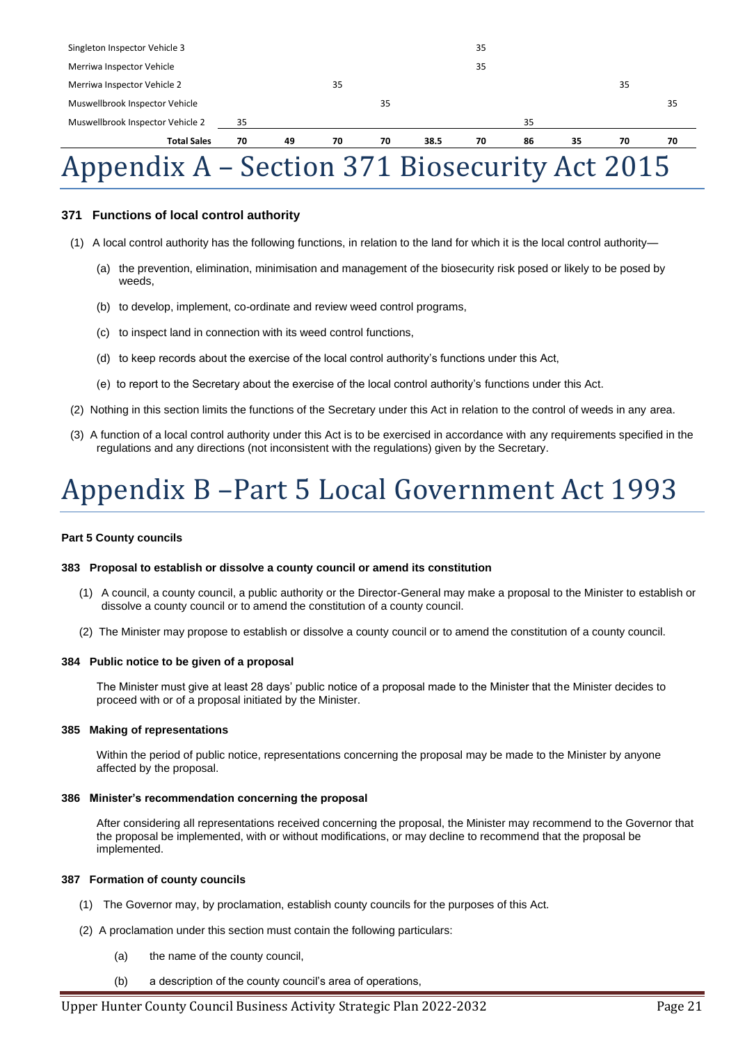| | | | | | | | | | | |
|---|---|---|---|---|---|---|---|---|---|---|
| Singleton Inspector Vehicle 3 | | | | | | 35 | | | | |
| Merriwa Inspector Vehicle | | | | | | 35 | | | | |
| Merriwa Inspector Vehicle 2 | | | 35 | | | | | | 35 | |
| Muswellbrook Inspector Vehicle | | | | 35 | | | | | | 35 |
| Muswellbrook Inspector Vehicle 2 | 35 | | | | | | 35 | | | |
| **Total Sales** | **70** | **49** | **70** | **70** | **38.5** | **70** | **86** | **35** | **70** | **70** |

# Appendix A – Section 371 Biosecurity Act 2015

### 371 Functions of local control authority

(1) A local control authority has the following functions, in relation to the land for which it is the local control authority—

- (a) the prevention, elimination, minimisation and management of the biosecurity risk posed or likely to be posed by weeds,
- (b) to develop, implement, co-ordinate and review weed control programs,
- (c) to inspect land in connection with its weed control functions,
- (d) to keep records about the exercise of the local control authority's functions under this Act,
- (e) to report to the Secretary about the exercise of the local control authority's functions under this Act.

(2) Nothing in this section limits the functions of the Secretary under this Act in relation to the control of weeds in any area.

(3) A function of a local control authority under this Act is to be exercised in accordance with any requirements specified in the regulations and any directions (not inconsistent with the regulations) given by the Secretary.

# Appendix B –Part 5 Local Government Act 1993

**Part 5 County councils**

**383 Proposal to establish or dissolve a county council or amend its constitution**

(1) A council, a county council, a public authority or the Director-General may make a proposal to the Minister to establish or dissolve a county council or to amend the constitution of a county council.

(2) The Minister may propose to establish or dissolve a county council or to amend the constitution of a county council.

**384 Public notice to be given of a proposal**

The Minister must give at least 28 days' public notice of a proposal made to the Minister that the Minister decides to proceed with or of a proposal initiated by the Minister.

**385 Making of representations**

Within the period of public notice, representations concerning the proposal may be made to the Minister by anyone affected by the proposal.

**386 Minister's recommendation concerning the proposal**

After considering all representations received concerning the proposal, the Minister may recommend to the Governor that the proposal be implemented, with or without modifications, or may decline to recommend that the proposal be implemented.

**387 Formation of county councils**

(1) The Governor may, by proclamation, establish county councils for the purposes of this Act.

(2) A proclamation under this section must contain the following particulars:

- (a) the name of the county council,
- (b) a description of the county council's area of operations,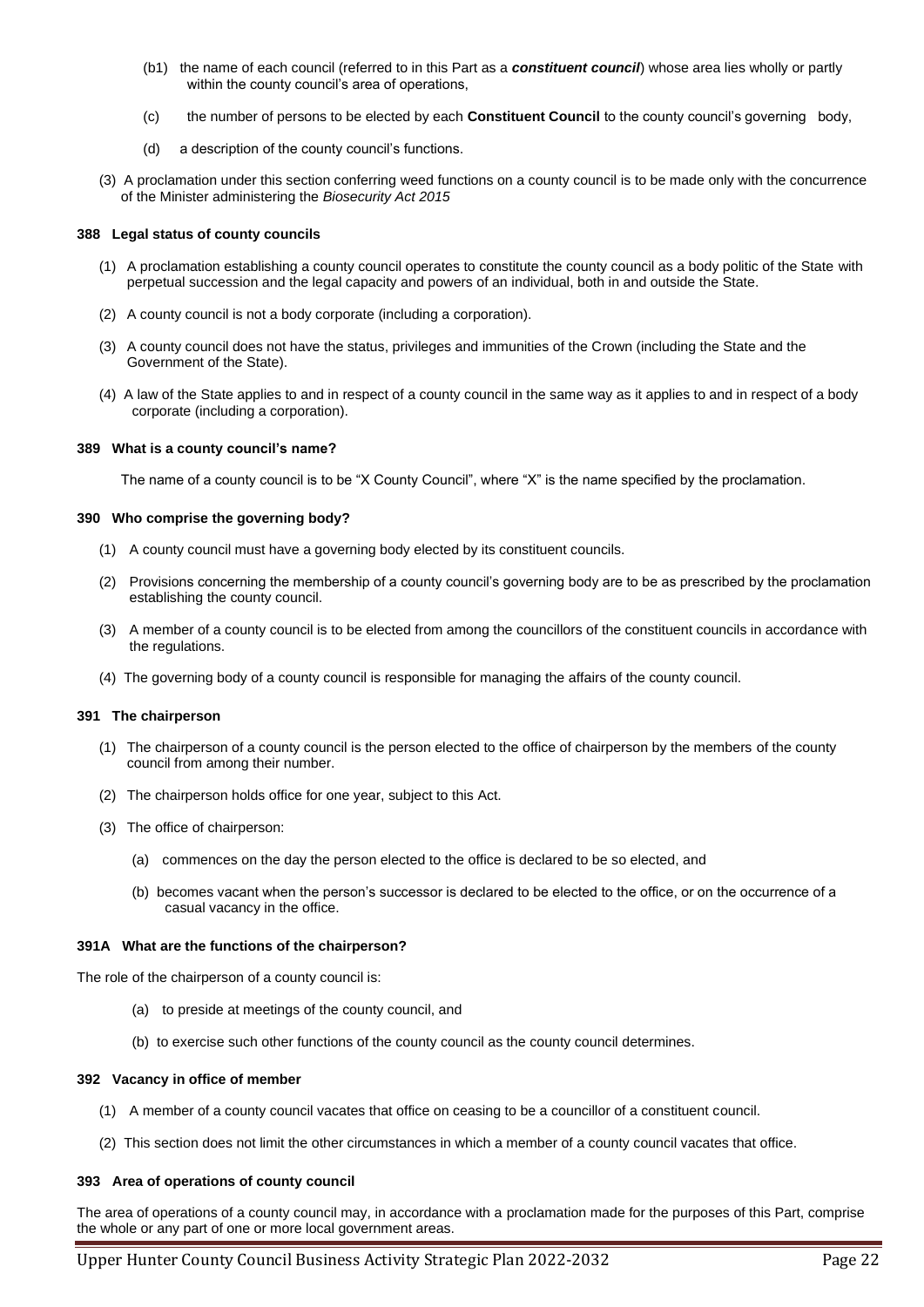(b1) the name of each council (referred to in this Part as a ***constituent council***) whose area lies wholly or partly within the county council's area of operations,

(c) the number of persons to be elected by each **Constituent Council** to the county council's governing body,

(d) a description of the county council's functions.

(3) A proclamation under this section conferring weed functions on a county council is to be made only with the concurrence of the Minister administering the *Biosecurity Act 2015*

#### 388 Legal status of county councils

(1) A proclamation establishing a county council operates to constitute the county council as a body politic of the State with perpetual succession and the legal capacity and powers of an individual, both in and outside the State.

(2) A county council is not a body corporate (including a corporation).

(3) A county council does not have the status, privileges and immunities of the Crown (including the State and the Government of the State).

(4) A law of the State applies to and in respect of a county council in the same way as it applies to and in respect of a body corporate (including a corporation).

#### 389 What is a county council's name?

The name of a county council is to be "X County Council", where "X" is the name specified by the proclamation.

#### 390 Who comprise the governing body?

(1) A county council must have a governing body elected by its constituent councils.

(2) Provisions concerning the membership of a county council's governing body are to be as prescribed by the proclamation establishing the county council.

(3) A member of a county council is to be elected from among the councillors of the constituent councils in accordance with the regulations.

(4) The governing body of a county council is responsible for managing the affairs of the county council.

#### 391 The chairperson

(1) The chairperson of a county council is the person elected to the office of chairperson by the members of the county council from among their number.

(2) The chairperson holds office for one year, subject to this Act.

(3) The office of chairperson:

(a) commences on the day the person elected to the office is declared to be so elected, and

(b) becomes vacant when the person's successor is declared to be elected to the office, or on the occurrence of a casual vacancy in the office.

#### 391A What are the functions of the chairperson?

The role of the chairperson of a county council is:

(a) to preside at meetings of the county council, and

(b) to exercise such other functions of the county council as the county council determines.

#### 392 Vacancy in office of member

(1) A member of a county council vacates that office on ceasing to be a councillor of a constituent council.

(2) This section does not limit the other circumstances in which a member of a county council vacates that office.

#### 393 Area of operations of county council

The area of operations of a county council may, in accordance with a proclamation made for the purposes of this Part, comprise the whole or any part of one or more local government areas.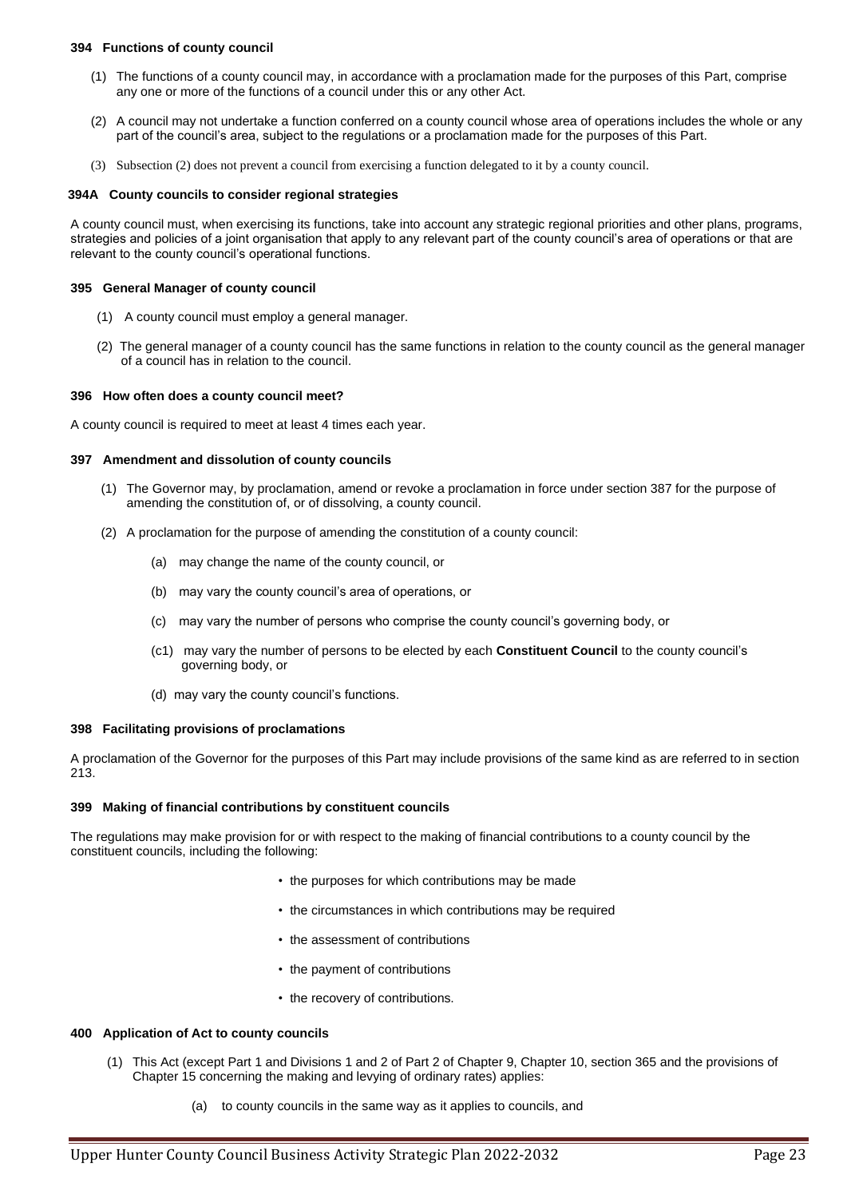#### 394 Functions of county council

(1) The functions of a county council may, in accordance with a proclamation made for the purposes of this Part, comprise any one or more of the functions of a council under this or any other Act.

(2) A council may not undertake a function conferred on a county council whose area of operations includes the whole or any part of the council's area, subject to the regulations or a proclamation made for the purposes of this Part.

(3) Subsection (2) does not prevent a council from exercising a function delegated to it by a county council.

#### 394A County councils to consider regional strategies

A county council must, when exercising its functions, take into account any strategic regional priorities and other plans, programs, strategies and policies of a joint organisation that apply to any relevant part of the county council's area of operations or that are relevant to the county council's operational functions.

#### 395 General Manager of county council

(1) A county council must employ a general manager.

(2) The general manager of a county council has the same functions in relation to the county council as the general manager of a council has in relation to the council.

#### 396 How often does a county council meet?

A county council is required to meet at least 4 times each year.

#### 397 Amendment and dissolution of county councils

(1) The Governor may, by proclamation, amend or revoke a proclamation in force under section 387 for the purpose of amending the constitution of, or of dissolving, a county council.

(2) A proclamation for the purpose of amending the constitution of a county council:

- (a) may change the name of the county council, or
- (b) may vary the county council's area of operations, or
- (c) may vary the number of persons who comprise the county council's governing body, or
- (c1) may vary the number of persons to be elected by each **Constituent Council** to the county council's governing body, or
- (d) may vary the county council's functions.

#### 398 Facilitating provisions of proclamations

A proclamation of the Governor for the purposes of this Part may include provisions of the same kind as are referred to in section 213.

#### 399 Making of financial contributions by constituent councils

The regulations may make provision for or with respect to the making of financial contributions to a county council by the constituent councils, including the following:

- the purposes for which contributions may be made
- the circumstances in which contributions may be required
- the assessment of contributions
- the payment of contributions
- the recovery of contributions.

#### 400 Application of Act to county councils

(1) This Act (except Part 1 and Divisions 1 and 2 of Part 2 of Chapter 9, Chapter 10, section 365 and the provisions of Chapter 15 concerning the making and levying of ordinary rates) applies:

- (a) to county councils in the same way as it applies to councils, and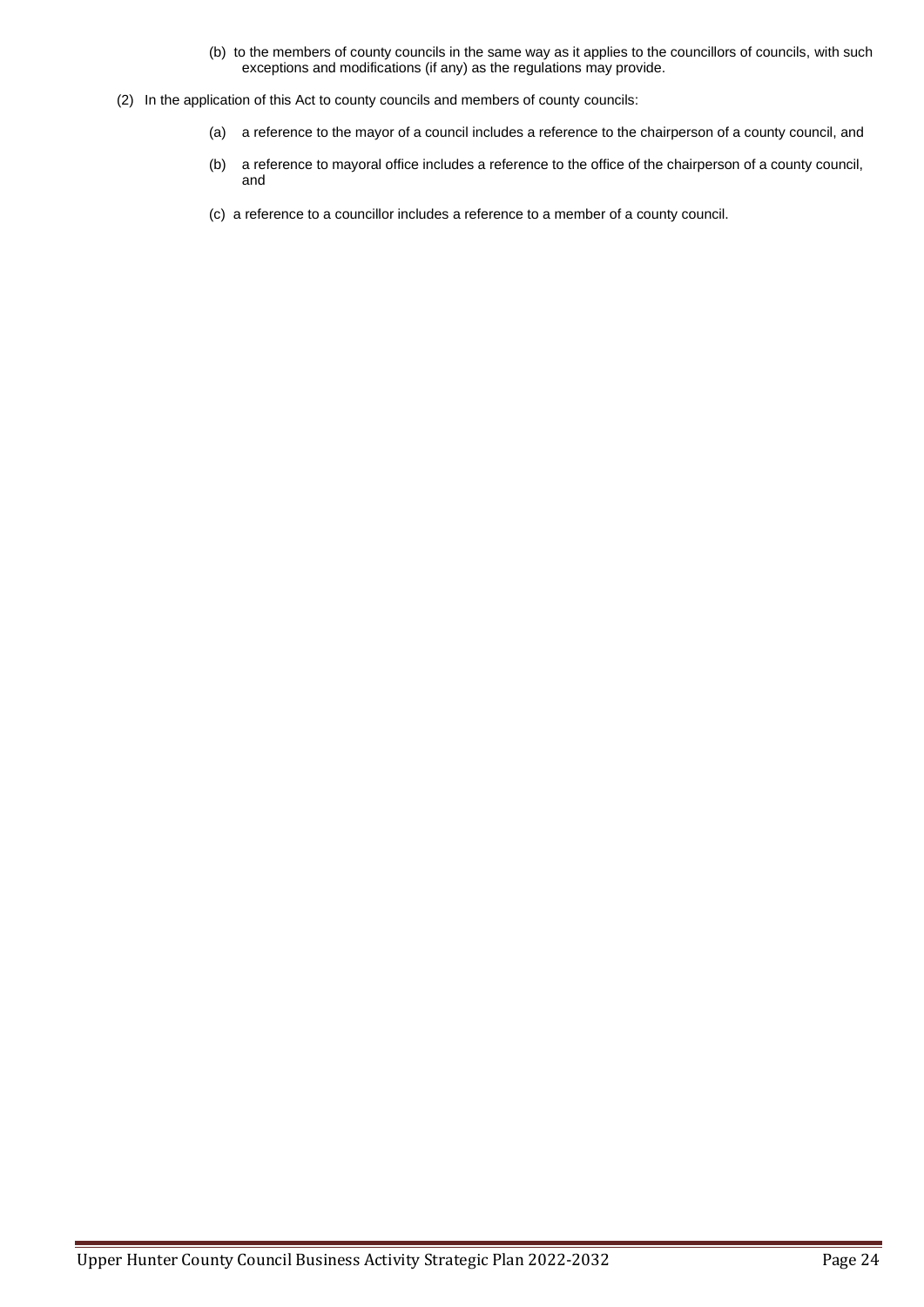(b) to the members of county councils in the same way as it applies to the councillors of councils, with such exceptions and modifications (if any) as the regulations may provide.

(2) In the application of this Act to county councils and members of county councils:

(a) a reference to the mayor of a council includes a reference to the chairperson of a county council, and

(b) a reference to mayoral office includes a reference to the office of the chairperson of a county council, and

(c) a reference to a councillor includes a reference to a member of a county council.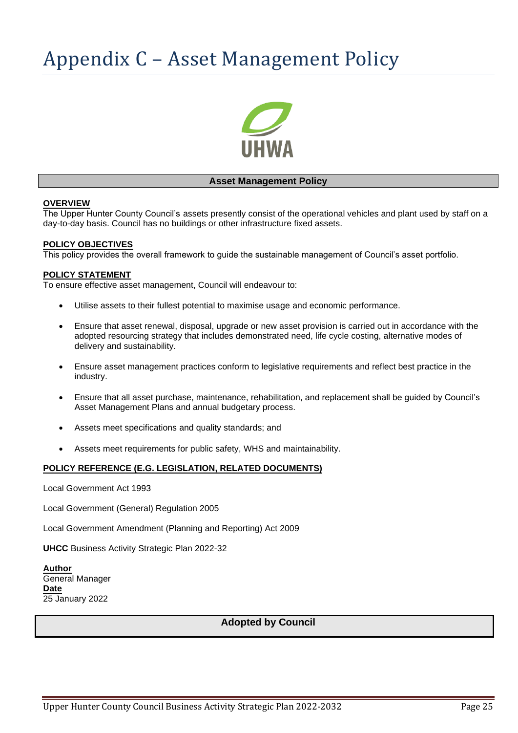# Appendix C – Asset Management Policy

UHWA

**Asset Management Policy**

**OVERVIEW**

The Upper Hunter County Council's assets presently consist of the operational vehicles and plant used by staff on a day-to-day basis. Council has no buildings or other infrastructure fixed assets.

**POLICY OBJECTIVES**

This policy provides the overall framework to guide the sustainable management of Council's asset portfolio.

**POLICY STATEMENT**

To ensure effective asset management, Council will endeavour to:

- Utilise assets to their fullest potential to maximise usage and economic performance.
- Ensure that asset renewal, disposal, upgrade or new asset provision is carried out in accordance with the adopted resourcing strategy that includes demonstrated need, life cycle costing, alternative modes of delivery and sustainability.
- Ensure asset management practices conform to legislative requirements and reflect best practice in the industry.
- Ensure that all asset purchase, maintenance, rehabilitation, and replacement shall be guided by Council's Asset Management Plans and annual budgetary process.
- Assets meet specifications and quality standards; and
- Assets meet requirements for public safety, WHS and maintainability.

**POLICY REFERENCE (E.G. LEGISLATION, RELATED DOCUMENTS)**

Local Government Act 1993

Local Government (General) Regulation 2005

Local Government Amendment (Planning and Reporting) Act 2009

**UHCC** Business Activity Strategic Plan 2022-32

**Author**
General Manager
**Date**
25 January 2022

**Adopted by Council**